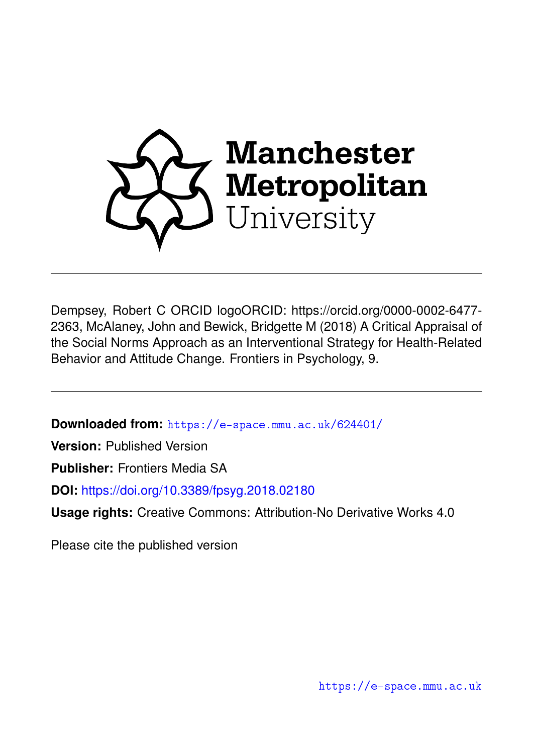Manchester Metropolitan University

Dempsey, Robert C ORCID logoORCID: https://orcid.org/0000-0002-6477-2363, McAlaney, John and Bewick, Bridgette M (2018) A Critical Appraisal of the Social Norms Approach as an Interventional Strategy for Health-Related Behavior and Attitude Change. Frontiers in Psychology, 9.

**Downloaded from:** https://e-space.mmu.ac.uk/624401/

**Version:** Published Version

**Publisher:** Frontiers Media SA

**DOI:** https://doi.org/10.3389/fpsyg.2018.02180

**Usage rights:** Creative Commons: Attribution-No Derivative Works 4.0

Please cite the published version

https://e-space.mmu.ac.uk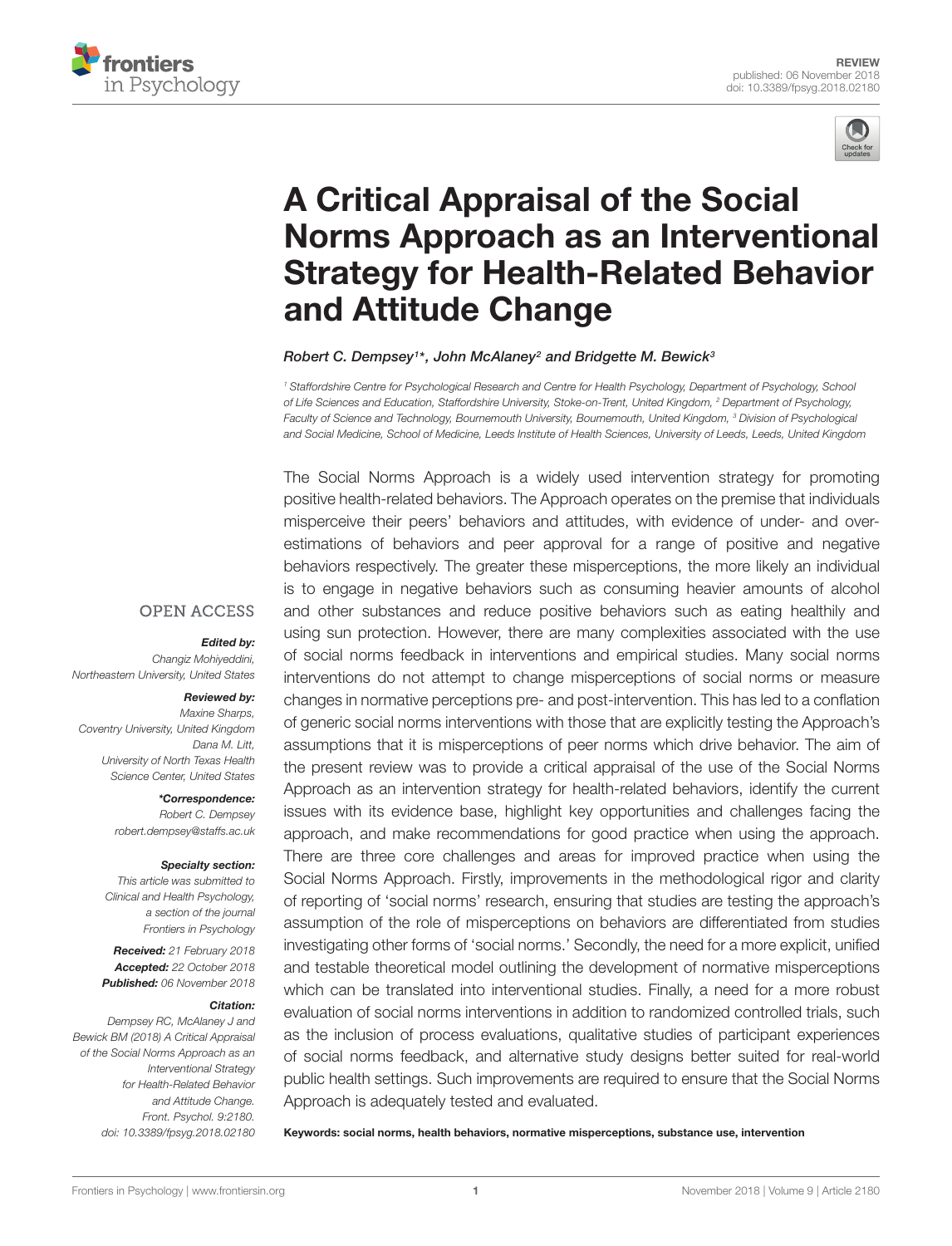REVIEW

published: 06 November 2018

doi: 10.3389/fpsyg.2018.02180

# A Critical Appraisal of the Social Norms Approach as an Interventional Strategy for Health-Related Behavior and Attitude Change

*Robert C. Dempsey[1]\*, John McAlaney[2] and Bridgette M. Bewick[3]*

[1] Staffordshire Centre for Psychological Research and Centre for Health Psychology, Department of Psychology, School of Life Sciences and Education, Staffordshire University, Stoke-on-Trent, United Kingdom, [2] Department of Psychology, Faculty of Science and Technology, Bournemouth University, Bournemouth, United Kingdom, [3] Division of Psychological and Social Medicine, School of Medicine, Leeds Institute of Health Sciences, University of Leeds, Leeds, United Kingdom

The Social Norms Approach is a widely used intervention strategy for promoting positive health-related behaviors. The Approach operates on the premise that individuals misperceive their peers' behaviors and attitudes, with evidence of under- and over-estimations of behaviors and peer approval for a range of positive and negative behaviors respectively. The greater these misperceptions, the more likely an individual is to engage in negative behaviors such as consuming heavier amounts of alcohol and other substances and reduce positive behaviors such as eating healthily and using sun protection. However, there are many complexities associated with the use of social norms feedback in interventions and empirical studies. Many social norms interventions do not attempt to change misperceptions of social norms or measure changes in normative perceptions pre- and post-intervention. This has led to a conflation of generic social norms interventions with those that are explicitly testing the Approach's assumptions that it is misperceptions of peer norms which drive behavior. The aim of the present review was to provide a critical appraisal of the use of the Social Norms Approach as an intervention strategy for health-related behaviors, identify the current issues with its evidence base, highlight key opportunities and challenges facing the approach, and make recommendations for good practice when using the approach. There are three core challenges and areas for improved practice when using the Social Norms Approach. Firstly, improvements in the methodological rigor and clarity of reporting of 'social norms' research, ensuring that studies are testing the approach's assumption of the role of misperceptions on behaviors are differentiated from studies investigating other forms of 'social norms.' Secondly, the need for a more explicit, unified and testable theoretical model outlining the development of normative misperceptions which can be translated into interventional studies. Finally, a need for a more robust evaluation of social norms interventions in addition to randomized controlled trials, such as the inclusion of process evaluations, qualitative studies of participant experiences of social norms feedback, and alternative study designs better suited for real-world public health settings. Such improvements are required to ensure that the Social Norms Approach is adequately tested and evaluated.

**Keywords: social norms, health behaviors, normative misperceptions, substance use, intervention**

OPEN ACCESS

***Edited by:***
*Changiz Mohiyeddini,*
*Northeastern University, United States*

***Reviewed by:***
*Maxine Sharps,*
*Coventry University, United Kingdom*
*Dana M. Litt,*
*University of North Texas Health Science Center, United States*

***\*Correspondence:***
*Robert C. Dempsey*
*robert.dempsey@staffs.ac.uk*

***Specialty section:***
*This article was submitted to Clinical and Health Psychology, a section of the journal Frontiers in Psychology*

***Received:*** *21 February 2018*
***Accepted:*** *22 October 2018*
***Published:*** *06 November 2018*

***Citation:***
*Dempsey RC, McAlaney J and Bewick BM (2018) A Critical Appraisal of the Social Norms Approach as an Interventional Strategy for Health-Related Behavior and Attitude Change. Front. Psychol. 9:2180. doi: 10.3389/fpsyg.2018.02180*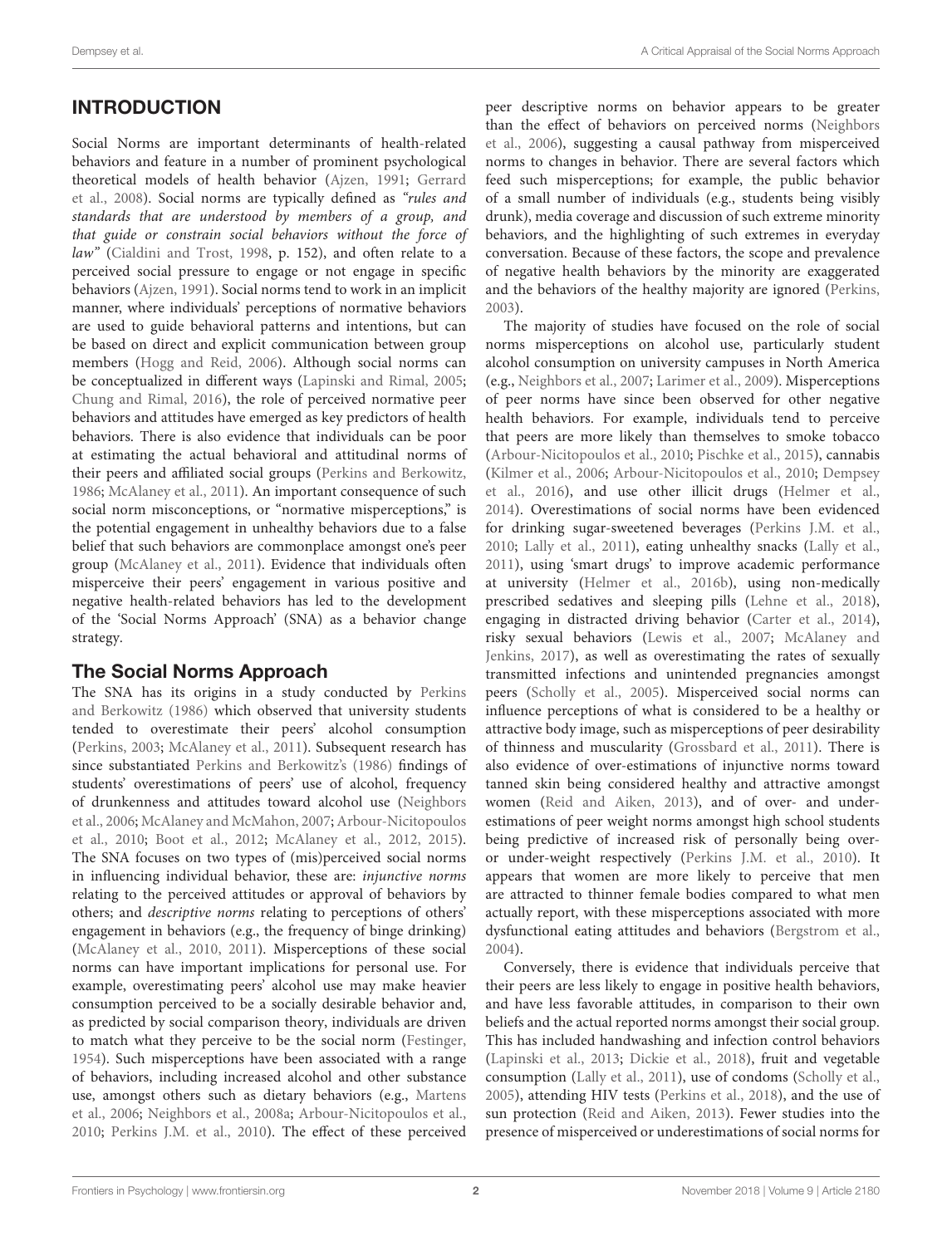## INTRODUCTION

Social Norms are important determinants of health-related behaviors and feature in a number of prominent psychological theoretical models of health behavior (Ajzen, 1991; Gerrard et al., 2008). Social norms are typically defined as *"rules and standards that are understood by members of a group, and that guide or constrain social behaviors without the force of law"* (Cialdini and Trost, 1998, p. 152), and often relate to a perceived social pressure to engage or not engage in specific behaviors (Ajzen, 1991). Social norms tend to work in an implicit manner, where individuals' perceptions of normative behaviors are used to guide behavioral patterns and intentions, but can be based on direct and explicit communication between group members (Hogg and Reid, 2006). Although social norms can be conceptualized in different ways (Lapinski and Rimal, 2005; Chung and Rimal, 2016), the role of perceived normative peer behaviors and attitudes have emerged as key predictors of health behaviors. There is also evidence that individuals can be poor at estimating the actual behavioral and attitudinal norms of their peers and affiliated social groups (Perkins and Berkowitz, 1986; McAlaney et al., 2011). An important consequence of such social norm misconceptions, or "normative misperceptions," is the potential engagement in unhealthy behaviors due to a false belief that such behaviors are commonplace amongst one's peer group (McAlaney et al., 2011). Evidence that individuals often misperceive their peers' engagement in various positive and negative health-related behaviors has led to the development of the 'Social Norms Approach' (SNA) as a behavior change strategy.

### The Social Norms Approach

The SNA has its origins in a study conducted by Perkins and Berkowitz (1986) which observed that university students tended to overestimate their peers' alcohol consumption (Perkins, 2003; McAlaney et al., 2011). Subsequent research has since substantiated Perkins and Berkowitz's (1986) findings of students' overestimations of peers' use of alcohol, frequency of drunkenness and attitudes toward alcohol use (Neighbors et al., 2006; McAlaney and McMahon, 2007; Arbour-Nicitopoulos et al., 2010; Boot et al., 2012; McAlaney et al., 2012, 2015). The SNA focuses on two types of (mis)perceived social norms in influencing individual behavior, these are: *injunctive norms* relating to the perceived attitudes or approval of behaviors by others; and *descriptive norms* relating to perceptions of others' engagement in behaviors (e.g., the frequency of binge drinking) (McAlaney et al., 2010, 2011). Misperceptions of these social norms can have important implications for personal use. For example, overestimating peers' alcohol use may make heavier consumption perceived to be a socially desirable behavior and, as predicted by social comparison theory, individuals are driven to match what they perceive to be the social norm (Festinger, 1954). Such misperceptions have been associated with a range of behaviors, including increased alcohol and other substance use, amongst others such as dietary behaviors (e.g., Martens et al., 2006; Neighbors et al., 2008a; Arbour-Nicitopoulos et al., 2010; Perkins J.M. et al., 2010). The effect of these perceived peer descriptive norms on behavior appears to be greater than the effect of behaviors on perceived norms (Neighbors et al., 2006), suggesting a causal pathway from misperceived norms to changes in behavior. There are several factors which feed such misperceptions; for example, the public behavior of a small number of individuals (e.g., students being visibly drunk), media coverage and discussion of such extreme minority behaviors, and the highlighting of such extremes in everyday conversation. Because of these factors, the scope and prevalence of negative health behaviors by the minority are exaggerated and the behaviors of the healthy majority are ignored (Perkins, 2003).

The majority of studies have focused on the role of social norms misperceptions on alcohol use, particularly student alcohol consumption on university campuses in North America (e.g., Neighbors et al., 2007; Larimer et al., 2009). Misperceptions of peer norms have since been observed for other negative health behaviors. For example, individuals tend to perceive that peers are more likely than themselves to smoke tobacco (Arbour-Nicitopoulos et al., 2010; Pischke et al., 2015), cannabis (Kilmer et al., 2006; Arbour-Nicitopoulos et al., 2010; Dempsey et al., 2016), and use other illicit drugs (Helmer et al., 2014). Overestimations of social norms have been evidenced for drinking sugar-sweetened beverages (Perkins J.M. et al., 2010; Lally et al., 2011), eating unhealthy snacks (Lally et al., 2011), using 'smart drugs' to improve academic performance at university (Helmer et al., 2016b), using non-medically prescribed sedatives and sleeping pills (Lehne et al., 2018), engaging in distracted driving behavior (Carter et al., 2014), risky sexual behaviors (Lewis et al., 2007; McAlaney and Jenkins, 2017), as well as overestimating the rates of sexually transmitted infections and unintended pregnancies amongst peers (Scholly et al., 2005). Misperceived social norms can influence perceptions of what is considered to be a healthy or attractive body image, such as misperceptions of peer desirability of thinness and muscularity (Grossbard et al., 2011). There is also evidence of over-estimations of injunctive norms toward tanned skin being considered healthy and attractive amongst women (Reid and Aiken, 2013), and of over- and under-estimations of peer weight norms amongst high school students being predictive of increased risk of personally being over- or under-weight respectively (Perkins J.M. et al., 2010). It appears that women are more likely to perceive that men are attracted to thinner female bodies compared to what men actually report, with these misperceptions associated with more dysfunctional eating attitudes and behaviors (Bergstrom et al., 2004).

Conversely, there is evidence that individuals perceive that their peers are less likely to engage in positive health behaviors, and have less favorable attitudes, in comparison to their own beliefs and the actual reported norms amongst their social group. This has included handwashing and infection control behaviors (Lapinski et al., 2013; Dickie et al., 2018), fruit and vegetable consumption (Lally et al., 2011), use of condoms (Scholly et al., 2005), attending HIV tests (Perkins et al., 2018), and the use of sun protection (Reid and Aiken, 2013). Fewer studies into the presence of misperceived or underestimations of social norms for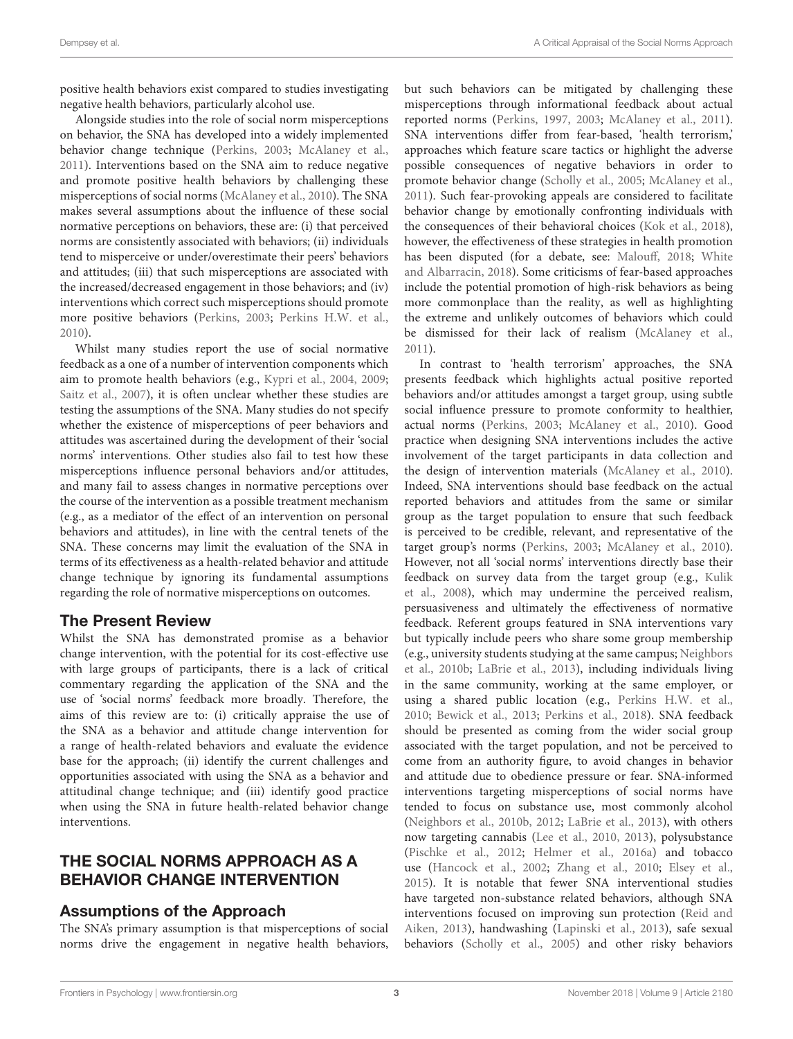positive health behaviors exist compared to studies investigating negative health behaviors, particularly alcohol use.

Alongside studies into the role of social norm misperceptions on behavior, the SNA has developed into a widely implemented behavior change technique (Perkins, 2003; McAlaney et al., 2011). Interventions based on the SNA aim to reduce negative and promote positive health behaviors by challenging these misperceptions of social norms (McAlaney et al., 2010). The SNA makes several assumptions about the influence of these social normative perceptions on behaviors, these are: (i) that perceived norms are consistently associated with behaviors; (ii) individuals tend to misperceive or under/overestimate their peers' behaviors and attitudes; (iii) that such misperceptions are associated with the increased/decreased engagement in those behaviors; and (iv) interventions which correct such misperceptions should promote more positive behaviors (Perkins, 2003; Perkins H.W. et al., 2010).

Whilst many studies report the use of social normative feedback as a one of a number of intervention components which aim to promote health behaviors (e.g., Kypri et al., 2004, 2009; Saitz et al., 2007), it is often unclear whether these studies are testing the assumptions of the SNA. Many studies do not specify whether the existence of misperceptions of peer behaviors and attitudes was ascertained during the development of their 'social norms' interventions. Other studies also fail to test how these misperceptions influence personal behaviors and/or attitudes, and many fail to assess changes in normative perceptions over the course of the intervention as a possible treatment mechanism (e.g., as a mediator of the effect of an intervention on personal behaviors and attitudes), in line with the central tenets of the SNA. These concerns may limit the evaluation of the SNA in terms of its effectiveness as a health-related behavior and attitude change technique by ignoring its fundamental assumptions regarding the role of normative misperceptions on outcomes.

## The Present Review

Whilst the SNA has demonstrated promise as a behavior change intervention, with the potential for its cost-effective use with large groups of participants, there is a lack of critical commentary regarding the application of the SNA and the use of 'social norms' feedback more broadly. Therefore, the aims of this review are to: (i) critically appraise the use of the SNA as a behavior and attitude change intervention for a range of health-related behaviors and evaluate the evidence base for the approach; (ii) identify the current challenges and opportunities associated with using the SNA as a behavior and attitudinal change technique; and (iii) identify good practice when using the SNA in future health-related behavior change interventions.

# THE SOCIAL NORMS APPROACH AS A BEHAVIOR CHANGE INTERVENTION

## Assumptions of the Approach

The SNA's primary assumption is that misperceptions of social norms drive the engagement in negative health behaviors, but such behaviors can be mitigated by challenging these misperceptions through informational feedback about actual reported norms (Perkins, 1997, 2003; McAlaney et al., 2011). SNA interventions differ from fear-based, 'health terrorism,' approaches which feature scare tactics or highlight the adverse possible consequences of negative behaviors in order to promote behavior change (Scholly et al., 2005; McAlaney et al., 2011). Such fear-provoking appeals are considered to facilitate behavior change by emotionally confronting individuals with the consequences of their behavioral choices (Kok et al., 2018), however, the effectiveness of these strategies in health promotion has been disputed (for a debate, see: Malouff, 2018; White and Albarracin, 2018). Some criticisms of fear-based approaches include the potential promotion of high-risk behaviors as being more commonplace than the reality, as well as highlighting the extreme and unlikely outcomes of behaviors which could be dismissed for their lack of realism (McAlaney et al., 2011).

In contrast to 'health terrorism' approaches, the SNA presents feedback which highlights actual positive reported behaviors and/or attitudes amongst a target group, using subtle social influence pressure to promote conformity to healthier, actual norms (Perkins, 2003; McAlaney et al., 2010). Good practice when designing SNA interventions includes the active involvement of the target participants in data collection and the design of intervention materials (McAlaney et al., 2010). Indeed, SNA interventions should base feedback on the actual reported behaviors and attitudes from the same or similar group as the target population to ensure that such feedback is perceived to be credible, relevant, and representative of the target group's norms (Perkins, 2003; McAlaney et al., 2010). However, not all 'social norms' interventions directly base their feedback on survey data from the target group (e.g., Kulik et al., 2008), which may undermine the perceived realism, persuasiveness and ultimately the effectiveness of normative feedback. Referent groups featured in SNA interventions vary but typically include peers who share some group membership (e.g., university students studying at the same campus; Neighbors et al., 2010b; LaBrie et al., 2013), including individuals living in the same community, working at the same employer, or using a shared public location (e.g., Perkins H.W. et al., 2010; Bewick et al., 2013; Perkins et al., 2018). SNA feedback should be presented as coming from the wider social group associated with the target population, and not be perceived to come from an authority figure, to avoid changes in behavior and attitude due to obedience pressure or fear. SNA-informed interventions targeting misperceptions of social norms have tended to focus on substance use, most commonly alcohol (Neighbors et al., 2010b, 2012; LaBrie et al., 2013), with others now targeting cannabis (Lee et al., 2010, 2013), polysubstance (Pischke et al., 2012; Helmer et al., 2016a) and tobacco use (Hancock et al., 2002; Zhang et al., 2010; Elsey et al., 2015). It is notable that fewer SNA interventional studies have targeted non-substance related behaviors, although SNA interventions focused on improving sun protection (Reid and Aiken, 2013), handwashing (Lapinski et al., 2013), safe sexual behaviors (Scholly et al., 2005) and other risky behaviors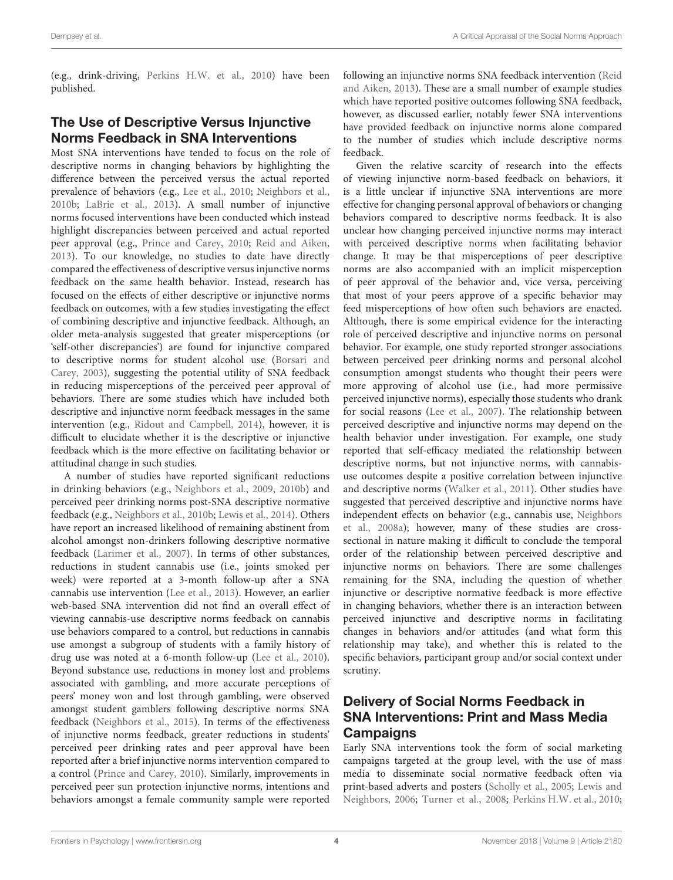(e.g., drink-driving, Perkins H.W. et al., 2010) have been published.

## The Use of Descriptive Versus Injunctive Norms Feedback in SNA Interventions

Most SNA interventions have tended to focus on the role of descriptive norms in changing behaviors by highlighting the difference between the perceived versus the actual reported prevalence of behaviors (e.g., Lee et al., 2010; Neighbors et al., 2010b; LaBrie et al., 2013). A small number of injunctive norms focused interventions have been conducted which instead highlight discrepancies between perceived and actual reported peer approval (e.g., Prince and Carey, 2010; Reid and Aiken, 2013). To our knowledge, no studies to date have directly compared the effectiveness of descriptive versus injunctive norms feedback on the same health behavior. Instead, research has focused on the effects of either descriptive or injunctive norms feedback on outcomes, with a few studies investigating the effect of combining descriptive and injunctive feedback. Although, an older meta-analysis suggested that greater misperceptions (or 'self-other discrepancies') are found for injunctive compared to descriptive norms for student alcohol use (Borsari and Carey, 2003), suggesting the potential utility of SNA feedback in reducing misperceptions of the perceived peer approval of behaviors. There are some studies which have included both descriptive and injunctive norm feedback messages in the same intervention (e.g., Ridout and Campbell, 2014), however, it is difficult to elucidate whether it is the descriptive or injunctive feedback which is the more effective on facilitating behavior or attitudinal change in such studies.

A number of studies have reported significant reductions in drinking behaviors (e.g., Neighbors et al., 2009, 2010b) and perceived peer drinking norms post-SNA descriptive normative feedback (e.g., Neighbors et al., 2010b; Lewis et al., 2014). Others have report an increased likelihood of remaining abstinent from alcohol amongst non-drinkers following descriptive normative feedback (Larimer et al., 2007). In terms of other substances, reductions in student cannabis use (i.e., joints smoked per week) were reported at a 3-month follow-up after a SNA cannabis use intervention (Lee et al., 2013). However, an earlier web-based SNA intervention did not find an overall effect of viewing cannabis-use descriptive norms feedback on cannabis use behaviors compared to a control, but reductions in cannabis use amongst a subgroup of students with a family history of drug use was noted at a 6-month follow-up (Lee et al., 2010). Beyond substance use, reductions in money lost and problems associated with gambling, and more accurate perceptions of peers' money won and lost through gambling, were observed amongst student gamblers following descriptive norms SNA feedback (Neighbors et al., 2015). In terms of the effectiveness of injunctive norms feedback, greater reductions in students' perceived peer drinking rates and peer approval have been reported after a brief injunctive norms intervention compared to a control (Prince and Carey, 2010). Similarly, improvements in perceived peer sun protection injunctive norms, intentions and behaviors amongst a female community sample were reported following an injunctive norms SNA feedback intervention (Reid and Aiken, 2013). These are a small number of example studies which have reported positive outcomes following SNA feedback, however, as discussed earlier, notably fewer SNA interventions have provided feedback on injunctive norms alone compared to the number of studies which include descriptive norms feedback.

Given the relative scarcity of research into the effects of viewing injunctive norm-based feedback on behaviors, it is a little unclear if injunctive SNA interventions are more effective for changing personal approval of behaviors or changing behaviors compared to descriptive norms feedback. It is also unclear how changing perceived injunctive norms may interact with perceived descriptive norms when facilitating behavior change. It may be that misperceptions of peer descriptive norms are also accompanied with an implicit misperception of peer approval of the behavior and, vice versa, perceiving that most of your peers approve of a specific behavior may feed misperceptions of how often such behaviors are enacted. Although, there is some empirical evidence for the interacting role of perceived descriptive and injunctive norms on personal behavior. For example, one study reported stronger associations between perceived peer drinking norms and personal alcohol consumption amongst students who thought their peers were more approving of alcohol use (i.e., had more permissive perceived injunctive norms), especially those students who drank for social reasons (Lee et al., 2007). The relationship between perceived descriptive and injunctive norms may depend on the health behavior under investigation. For example, one study reported that self-efficacy mediated the relationship between descriptive norms, but not injunctive norms, with cannabis-use outcomes despite a positive correlation between injunctive and descriptive norms (Walker et al., 2011). Other studies have suggested that perceived descriptive and injunctive norms have independent effects on behavior (e.g., cannabis use, Neighbors et al., 2008a); however, many of these studies are cross-sectional in nature making it difficult to conclude the temporal order of the relationship between perceived descriptive and injunctive norms on behaviors. There are some challenges remaining for the SNA, including the question of whether injunctive or descriptive normative feedback is more effective in changing behaviors, whether there is an interaction between perceived injunctive and descriptive norms in facilitating changes in behaviors and/or attitudes (and what form this relationship may take), and whether this is related to the specific behaviors, participant group and/or social context under scrutiny.

## Delivery of Social Norms Feedback in SNA Interventions: Print and Mass Media Campaigns

Early SNA interventions took the form of social marketing campaigns targeted at the group level, with the use of mass media to disseminate social normative feedback often via print-based adverts and posters (Scholly et al., 2005; Lewis and Neighbors, 2006; Turner et al., 2008; Perkins H.W. et al., 2010;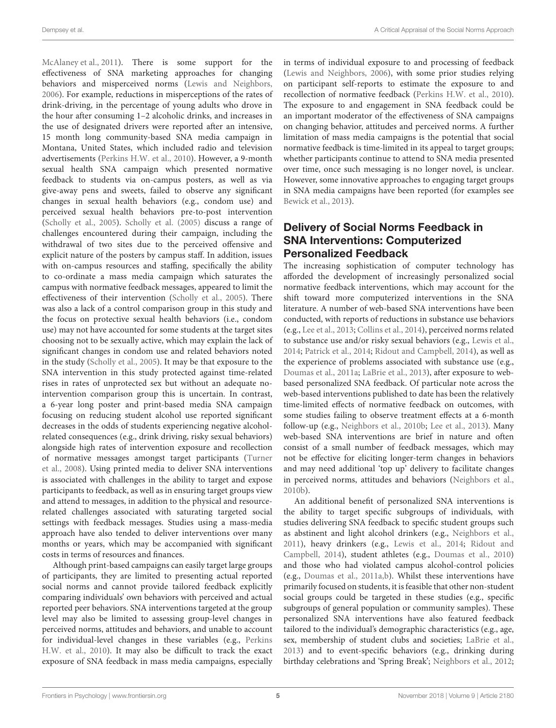McAlaney et al., 2011). There is some support for the effectiveness of SNA marketing approaches for changing behaviors and misperceived norms (Lewis and Neighbors, 2006). For example, reductions in misperceptions of the rates of drink-driving, in the percentage of young adults who drove in the hour after consuming 1–2 alcoholic drinks, and increases in the use of designated drivers were reported after an intensive, 15 month long community-based SNA media campaign in Montana, United States, which included radio and television advertisements (Perkins H.W. et al., 2010). However, a 9-month sexual health SNA campaign which presented normative feedback to students via on-campus posters, as well as via give-away pens and sweets, failed to observe any significant changes in sexual health behaviors (e.g., condom use) and perceived sexual health behaviors pre-to-post intervention (Scholly et al., 2005). Scholly et al. (2005) discuss a range of challenges encountered during their campaign, including the withdrawal of two sites due to the perceived offensive and explicit nature of the posters by campus staff. In addition, issues with on-campus resources and staffing, specifically the ability to co-ordinate a mass media campaign which saturates the campus with normative feedback messages, appeared to limit the effectiveness of their intervention (Scholly et al., 2005). There was also a lack of a control comparison group in this study and the focus on protective sexual health behaviors (i.e., condom use) may not have accounted for some students at the target sites choosing not to be sexually active, which may explain the lack of significant changes in condom use and related behaviors noted in the study (Scholly et al., 2005). It may be that exposure to the SNA intervention in this study protected against time-related rises in rates of unprotected sex but without an adequate no-intervention comparison group this is uncertain. In contrast, a 6-year long poster and print-based media SNA campaign focusing on reducing student alcohol use reported significant decreases in the odds of students experiencing negative alcohol-related consequences (e.g., drink driving, risky sexual behaviors) alongside high rates of intervention exposure and recollection of normative messages amongst target participants (Turner et al., 2008). Using printed media to deliver SNA interventions is associated with challenges in the ability to target and expose participants to feedback, as well as in ensuring target groups view and attend to messages, in addition to the physical and resource-related challenges associated with saturating targeted social settings with feedback messages. Studies using a mass-media approach have also tended to deliver interventions over many months or years, which may be accompanied with significant costs in terms of resources and finances.

Although print-based campaigns can easily target large groups of participants, they are limited to presenting actual reported social norms and cannot provide tailored feedback explicitly comparing individuals' own behaviors with perceived and actual reported peer behaviors. SNA interventions targeted at the group level may also be limited to assessing group-level changes in perceived norms, attitudes and behaviors, and unable to account for individual-level changes in these variables (e.g., Perkins H.W. et al., 2010). It may also be difficult to track the exact exposure of SNA feedback in mass media campaigns, especially in terms of individual exposure to and processing of feedback (Lewis and Neighbors, 2006), with some prior studies relying on participant self-reports to estimate the exposure to and recollection of normative feedback (Perkins H.W. et al., 2010). The exposure to and engagement in SNA feedback could be an important moderator of the effectiveness of SNA campaigns on changing behavior, attitudes and perceived norms. A further limitation of mass media campaigns is the potential that social normative feedback is time-limited in its appeal to target groups; whether participants continue to attend to SNA media presented over time, once such messaging is no longer novel, is unclear. However, some innovative approaches to engaging target groups in SNA media campaigns have been reported (for examples see Bewick et al., 2013).

## Delivery of Social Norms Feedback in SNA Interventions: Computerized Personalized Feedback

The increasing sophistication of computer technology has afforded the development of increasingly personalized social normative feedback interventions, which may account for the shift toward more computerized interventions in the SNA literature. A number of web-based SNA interventions have been conducted, with reports of reductions in substance use behaviors (e.g., Lee et al., 2013; Collins et al., 2014), perceived norms related to substance use and/or risky sexual behaviors (e.g., Lewis et al., 2014; Patrick et al., 2014; Ridout and Campbell, 2014), as well as the experience of problems associated with substance use (e.g., Doumas et al., 2011a; LaBrie et al., 2013), after exposure to web-based personalized SNA feedback. Of particular note across the web-based interventions published to date has been the relatively time-limited effects of normative feedback on outcomes, with some studies failing to observe treatment effects at a 6-month follow-up (e.g., Neighbors et al., 2010b; Lee et al., 2013). Many web-based SNA interventions are brief in nature and often consist of a small number of feedback messages, which may not be effective for eliciting longer-term changes in behaviors and may need additional 'top up' delivery to facilitate changes in perceived norms, attitudes and behaviors (Neighbors et al., 2010b).

An additional benefit of personalized SNA interventions is the ability to target specific subgroups of individuals, with studies delivering SNA feedback to specific student groups such as abstinent and light alcohol drinkers (e.g., Neighbors et al., 2011), heavy drinkers (e.g., Lewis et al., 2014; Ridout and Campbell, 2014), student athletes (e.g., Doumas et al., 2010) and those who had violated campus alcohol-control policies (e.g., Doumas et al., 2011a,b). Whilst these interventions have primarily focused on students, it is feasible that other non-student social groups could be targeted in these studies (e.g., specific subgroups of general population or community samples). These personalized SNA interventions have also featured feedback tailored to the individual's demographic characteristics (e.g., age, sex, membership of student clubs and societies; LaBrie et al., 2013) and to event-specific behaviors (e.g., drinking during birthday celebrations and 'Spring Break'; Neighbors et al., 2012;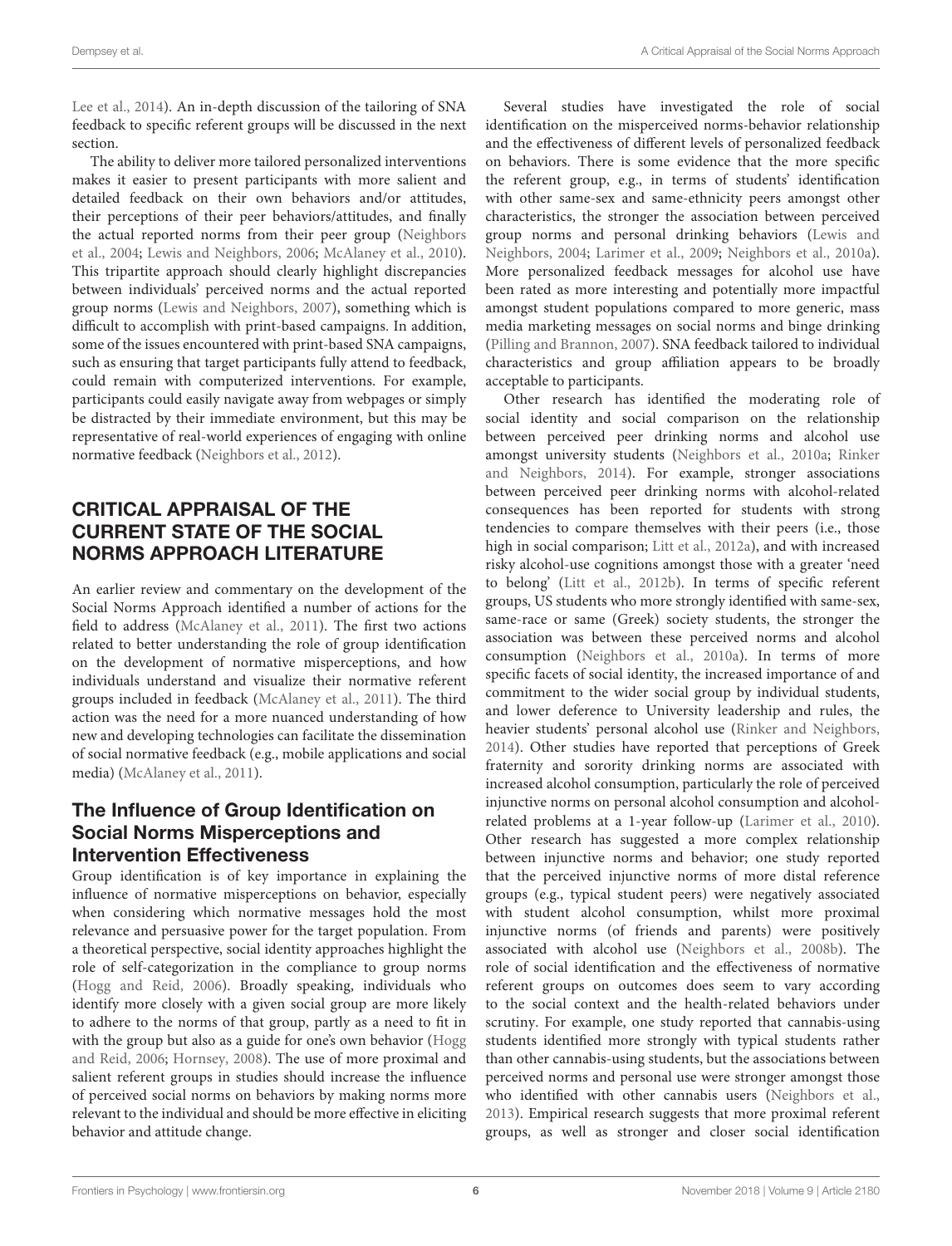Lee et al., 2014). An in-depth discussion of the tailoring of SNA feedback to specific referent groups will be discussed in the next section.

The ability to deliver more tailored personalized interventions makes it easier to present participants with more salient and detailed feedback on their own behaviors and/or attitudes, their perceptions of their peer behaviors/attitudes, and finally the actual reported norms from their peer group (Neighbors et al., 2004; Lewis and Neighbors, 2006; McAlaney et al., 2010). This tripartite approach should clearly highlight discrepancies between individuals' perceived norms and the actual reported group norms (Lewis and Neighbors, 2007), something which is difficult to accomplish with print-based campaigns. In addition, some of the issues encountered with print-based SNA campaigns, such as ensuring that target participants fully attend to feedback, could remain with computerized interventions. For example, participants could easily navigate away from webpages or simply be distracted by their immediate environment, but this may be representative of real-world experiences of engaging with online normative feedback (Neighbors et al., 2012).

## CRITICAL APPRAISAL OF THE CURRENT STATE OF THE SOCIAL NORMS APPROACH LITERATURE

An earlier review and commentary on the development of the Social Norms Approach identified a number of actions for the field to address (McAlaney et al., 2011). The first two actions related to better understanding the role of group identification on the development of normative misperceptions, and how individuals understand and visualize their normative referent groups included in feedback (McAlaney et al., 2011). The third action was the need for a more nuanced understanding of how new and developing technologies can facilitate the dissemination of social normative feedback (e.g., mobile applications and social media) (McAlaney et al., 2011).

### The Influence of Group Identification on Social Norms Misperceptions and Intervention Effectiveness

Group identification is of key importance in explaining the influence of normative misperceptions on behavior, especially when considering which normative messages hold the most relevance and persuasive power for the target population. From a theoretical perspective, social identity approaches highlight the role of self-categorization in the compliance to group norms (Hogg and Reid, 2006). Broadly speaking, individuals who identify more closely with a given social group are more likely to adhere to the norms of that group, partly as a need to fit in with the group but also as a guide for one's own behavior (Hogg and Reid, 2006; Hornsey, 2008). The use of more proximal and salient referent groups in studies should increase the influence of perceived social norms on behaviors by making norms more relevant to the individual and should be more effective in eliciting behavior and attitude change.

Several studies have investigated the role of social identification on the misperceived norms-behavior relationship and the effectiveness of different levels of personalized feedback on behaviors. There is some evidence that the more specific the referent group, e.g., in terms of students' identification with other same-sex and same-ethnicity peers amongst other characteristics, the stronger the association between perceived group norms and personal drinking behaviors (Lewis and Neighbors, 2004; Larimer et al., 2009; Neighbors et al., 2010a). More personalized feedback messages for alcohol use have been rated as more interesting and potentially more impactful amongst student populations compared to more generic, mass media marketing messages on social norms and binge drinking (Pilling and Brannon, 2007). SNA feedback tailored to individual characteristics and group affiliation appears to be broadly acceptable to participants.

Other research has identified the moderating role of social identity and social comparison on the relationship between perceived peer drinking norms and alcohol use amongst university students (Neighbors et al., 2010a; Rinker and Neighbors, 2014). For example, stronger associations between perceived peer drinking norms with alcohol-related consequences has been reported for students with strong tendencies to compare themselves with their peers (i.e., those high in social comparison; Litt et al., 2012a), and with increased risky alcohol-use cognitions amongst those with a greater 'need to belong' (Litt et al., 2012b). In terms of specific referent groups, US students who more strongly identified with same-sex, same-race or same (Greek) society students, the stronger the association was between these perceived norms and alcohol consumption (Neighbors et al., 2010a). In terms of more specific facets of social identity, the increased importance of and commitment to the wider social group by individual students, and lower deference to University leadership and rules, the heavier students' personal alcohol use (Rinker and Neighbors, 2014). Other studies have reported that perceptions of Greek fraternity and sorority drinking norms are associated with increased alcohol consumption, particularly the role of perceived injunctive norms on personal alcohol consumption and alcohol-related problems at a 1-year follow-up (Larimer et al., 2010). Other research has suggested a more complex relationship between injunctive norms and behavior; one study reported that the perceived injunctive norms of more distal reference groups (e.g., typical student peers) were negatively associated with student alcohol consumption, whilst more proximal injunctive norms (of friends and parents) were positively associated with alcohol use (Neighbors et al., 2008b). The role of social identification and the effectiveness of normative referent groups on outcomes does seem to vary according to the social context and the health-related behaviors under scrutiny. For example, one study reported that cannabis-using students identified more strongly with typical students rather than other cannabis-using students, but the associations between perceived norms and personal use were stronger amongst those who identified with other cannabis users (Neighbors et al., 2013). Empirical research suggests that more proximal referent groups, as well as stronger and closer social identification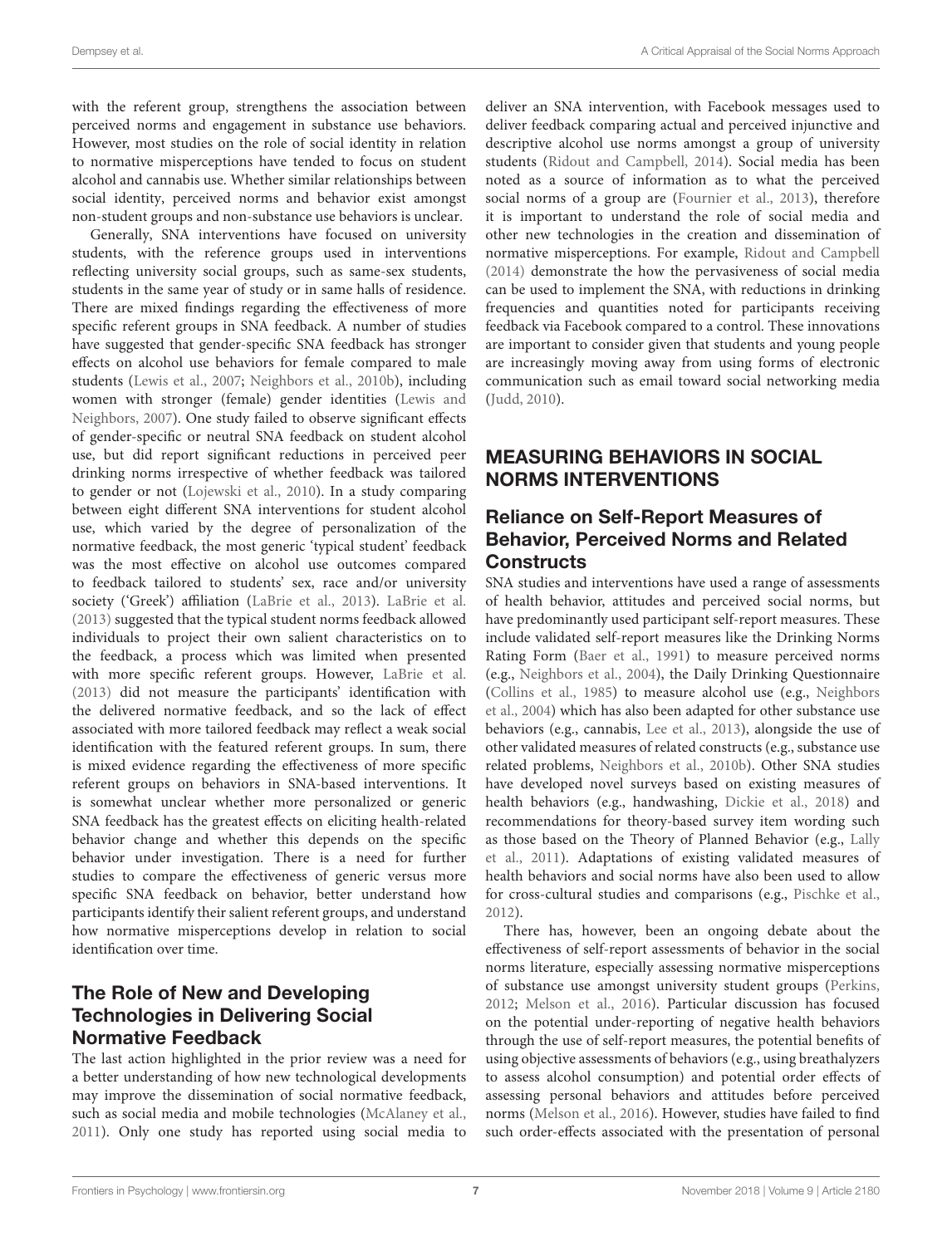with the referent group, strengthens the association between perceived norms and engagement in substance use behaviors. However, most studies on the role of social identity in relation to normative misperceptions have tended to focus on student alcohol and cannabis use. Whether similar relationships between social identity, perceived norms and behavior exist amongst non-student groups and non-substance use behaviors is unclear.

Generally, SNA interventions have focused on university students, with the reference groups used in interventions reflecting university social groups, such as same-sex students, students in the same year of study or in same halls of residence. There are mixed findings regarding the effectiveness of more specific referent groups in SNA feedback. A number of studies have suggested that gender-specific SNA feedback has stronger effects on alcohol use behaviors for female compared to male students (Lewis et al., 2007; Neighbors et al., 2010b), including women with stronger (female) gender identities (Lewis and Neighbors, 2007). One study failed to observe significant effects of gender-specific or neutral SNA feedback on student alcohol use, but did report significant reductions in perceived peer drinking norms irrespective of whether feedback was tailored to gender or not (Lojewski et al., 2010). In a study comparing between eight different SNA interventions for student alcohol use, which varied by the degree of personalization of the normative feedback, the most generic 'typical student' feedback was the most effective on alcohol use outcomes compared to feedback tailored to students' sex, race and/or university society ('Greek') affiliation (LaBrie et al., 2013). LaBrie et al. (2013) suggested that the typical student norms feedback allowed individuals to project their own salient characteristics on to the feedback, a process which was limited when presented with more specific referent groups. However, LaBrie et al. (2013) did not measure the participants' identification with the delivered normative feedback, and so the lack of effect associated with more tailored feedback may reflect a weak social identification with the featured referent groups. In sum, there is mixed evidence regarding the effectiveness of more specific referent groups on behaviors in SNA-based interventions. It is somewhat unclear whether more personalized or generic SNA feedback has the greatest effects on eliciting health-related behavior change and whether this depends on the specific behavior under investigation. There is a need for further studies to compare the effectiveness of generic versus more specific SNA feedback on behavior, better understand how participants identify their salient referent groups, and understand how normative misperceptions develop in relation to social identification over time.

### The Role of New and Developing Technologies in Delivering Social Normative Feedback

The last action highlighted in the prior review was a need for a better understanding of how new technological developments may improve the dissemination of social normative feedback, such as social media and mobile technologies (McAlaney et al., 2011). Only one study has reported using social media to deliver an SNA intervention, with Facebook messages used to deliver feedback comparing actual and perceived injunctive and descriptive alcohol use norms amongst a group of university students (Ridout and Campbell, 2014). Social media has been noted as a source of information as to what the perceived social norms of a group are (Fournier et al., 2013), therefore it is important to understand the role of social media and other new technologies in the creation and dissemination of normative misperceptions. For example, Ridout and Campbell (2014) demonstrate the how the pervasiveness of social media can be used to implement the SNA, with reductions in drinking frequencies and quantities noted for participants receiving feedback via Facebook compared to a control. These innovations are important to consider given that students and young people are increasingly moving away from using forms of electronic communication such as email toward social networking media (Judd, 2010).

## MEASURING BEHAVIORS IN SOCIAL NORMS INTERVENTIONS

### Reliance on Self-Report Measures of Behavior, Perceived Norms and Related Constructs

SNA studies and interventions have used a range of assessments of health behavior, attitudes and perceived social norms, but have predominantly used participant self-report measures. These include validated self-report measures like the Drinking Norms Rating Form (Baer et al., 1991) to measure perceived norms (e.g., Neighbors et al., 2004), the Daily Drinking Questionnaire (Collins et al., 1985) to measure alcohol use (e.g., Neighbors et al., 2004) which has also been adapted for other substance use behaviors (e.g., cannabis, Lee et al., 2013), alongside the use of other validated measures of related constructs (e.g., substance use related problems, Neighbors et al., 2010b). Other SNA studies have developed novel surveys based on existing measures of health behaviors (e.g., handwashing, Dickie et al., 2018) and recommendations for theory-based survey item wording such as those based on the Theory of Planned Behavior (e.g., Lally et al., 2011). Adaptations of existing validated measures of health behaviors and social norms have also been used to allow for cross-cultural studies and comparisons (e.g., Pischke et al., 2012).

There has, however, been an ongoing debate about the effectiveness of self-report assessments of behavior in the social norms literature, especially assessing normative misperceptions of substance use amongst university student groups (Perkins, 2012; Melson et al., 2016). Particular discussion has focused on the potential under-reporting of negative health behaviors through the use of self-report measures, the potential benefits of using objective assessments of behaviors (e.g., using breathalyzers to assess alcohol consumption) and potential order effects of assessing personal behaviors and attitudes before perceived norms (Melson et al., 2016). However, studies have failed to find such order-effects associated with the presentation of personal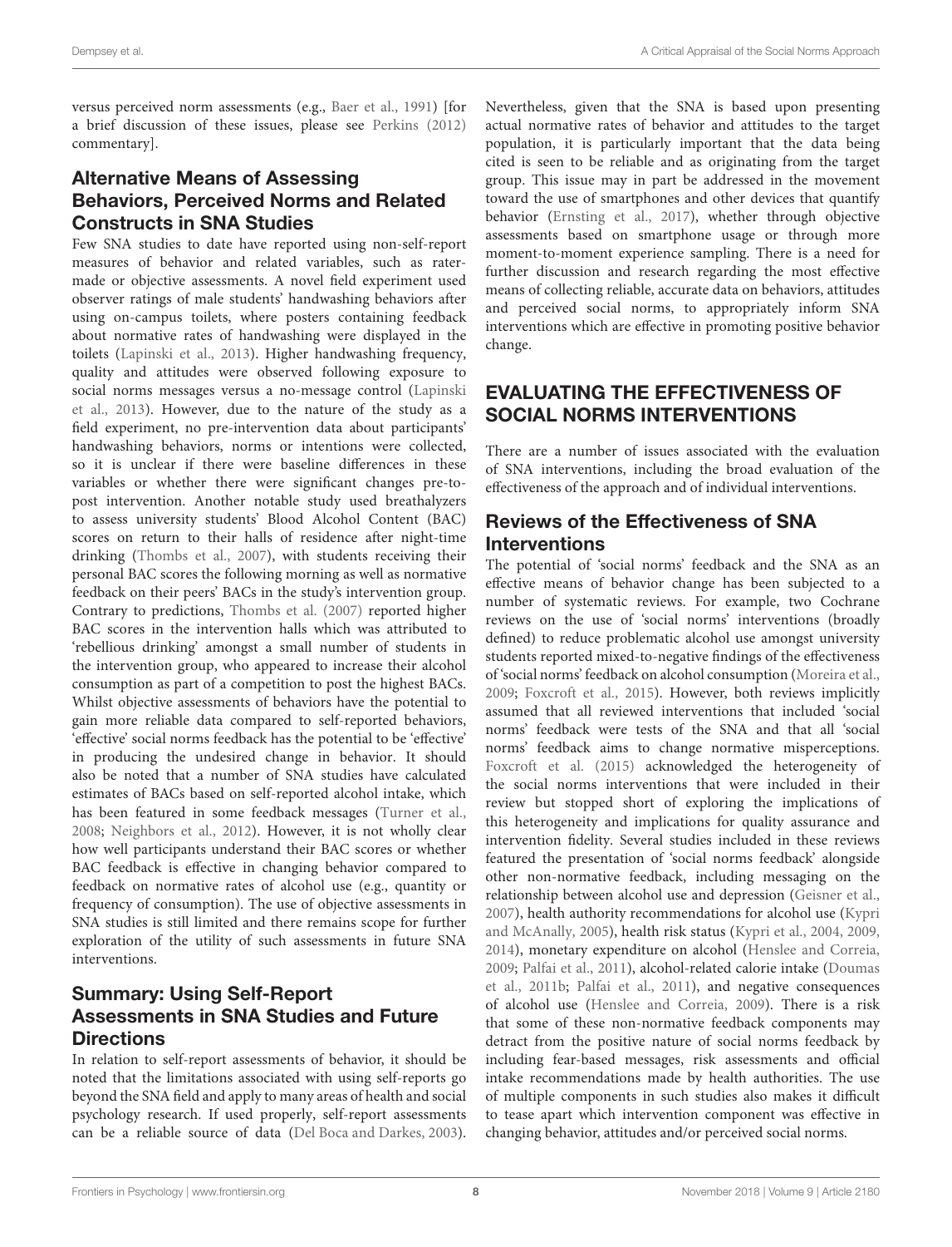versus perceived norm assessments (e.g., Baer et al., 1991) [for a brief discussion of these issues, please see Perkins (2012) commentary].

## Alternative Means of Assessing Behaviors, Perceived Norms and Related Constructs in SNA Studies

Few SNA studies to date have reported using non-self-report measures of behavior and related variables, such as rater-made or objective assessments. A novel field experiment used observer ratings of male students' handwashing behaviors after using on-campus toilets, where posters containing feedback about normative rates of handwashing were displayed in the toilets (Lapinski et al., 2013). Higher handwashing frequency, quality and attitudes were observed following exposure to social norms messages versus a no-message control (Lapinski et al., 2013). However, due to the nature of the study as a field experiment, no pre-intervention data about participants' handwashing behaviors, norms or intentions were collected, so it is unclear if there were baseline differences in these variables or whether there were significant changes pre-to-post intervention. Another notable study used breathalyzers to assess university students' Blood Alcohol Content (BAC) scores on return to their halls of residence after night-time drinking (Thombs et al., 2007), with students receiving their personal BAC scores the following morning as well as normative feedback on their peers' BACs in the study's intervention group. Contrary to predictions, Thombs et al. (2007) reported higher BAC scores in the intervention halls which was attributed to 'rebellious drinking' amongst a small number of students in the intervention group, who appeared to increase their alcohol consumption as part of a competition to post the highest BACs. Whilst objective assessments of behaviors have the potential to gain more reliable data compared to self-reported behaviors, 'effective' social norms feedback has the potential to be 'effective' in producing the undesired change in behavior. It should also be noted that a number of SNA studies have calculated estimates of BACs based on self-reported alcohol intake, which has been featured in some feedback messages (Turner et al., 2008; Neighbors et al., 2012). However, it is not wholly clear how well participants understand their BAC scores or whether BAC feedback is effective in changing behavior compared to feedback on normative rates of alcohol use (e.g., quantity or frequency of consumption). The use of objective assessments in SNA studies is still limited and there remains scope for further exploration of the utility of such assessments in future SNA interventions.

## Summary: Using Self-Report Assessments in SNA Studies and Future Directions

In relation to self-report assessments of behavior, it should be noted that the limitations associated with using self-reports go beyond the SNA field and apply to many areas of health and social psychology research. If used properly, self-report assessments can be a reliable source of data (Del Boca and Darkes, 2003). Nevertheless, given that the SNA is based upon presenting actual normative rates of behavior and attitudes to the target population, it is particularly important that the data being cited is seen to be reliable and as originating from the target group. This issue may in part be addressed in the movement toward the use of smartphones and other devices that quantify behavior (Ernsting et al., 2017), whether through objective assessments based on smartphone usage or through more moment-to-moment experience sampling. There is a need for further discussion and research regarding the most effective means of collecting reliable, accurate data on behaviors, attitudes and perceived social norms, to appropriately inform SNA interventions which are effective in promoting positive behavior change.

# EVALUATING THE EFFECTIVENESS OF SOCIAL NORMS INTERVENTIONS

There are a number of issues associated with the evaluation of SNA interventions, including the broad evaluation of the effectiveness of the approach and of individual interventions.

## Reviews of the Effectiveness of SNA Interventions

The potential of 'social norms' feedback and the SNA as an effective means of behavior change has been subjected to a number of systematic reviews. For example, two Cochrane reviews on the use of 'social norms' interventions (broadly defined) to reduce problematic alcohol use amongst university students reported mixed-to-negative findings of the effectiveness of 'social norms' feedback on alcohol consumption (Moreira et al., 2009; Foxcroft et al., 2015). However, both reviews implicitly assumed that all reviewed interventions that included 'social norms' feedback were tests of the SNA and that all 'social norms' feedback aims to change normative misperceptions. Foxcroft et al. (2015) acknowledged the heterogeneity of the social norms interventions that were included in their review but stopped short of exploring the implications of this heterogeneity and implications for quality assurance and intervention fidelity. Several studies included in these reviews featured the presentation of 'social norms feedback' alongside other non-normative feedback, including messaging on the relationship between alcohol use and depression (Geisner et al., 2007), health authority recommendations for alcohol use (Kypri and McAnally, 2005), health risk status (Kypri et al., 2004, 2009, 2014), monetary expenditure on alcohol (Henslee and Correia, 2009; Palfai et al., 2011), alcohol-related calorie intake (Doumas et al., 2011b; Palfai et al., 2011), and negative consequences of alcohol use (Henslee and Correia, 2009). There is a risk that some of these non-normative feedback components may detract from the positive nature of social norms feedback by including fear-based messages, risk assessments and official intake recommendations made by health authorities. The use of multiple components in such studies also makes it difficult to tease apart which intervention component was effective in changing behavior, attitudes and/or perceived social norms.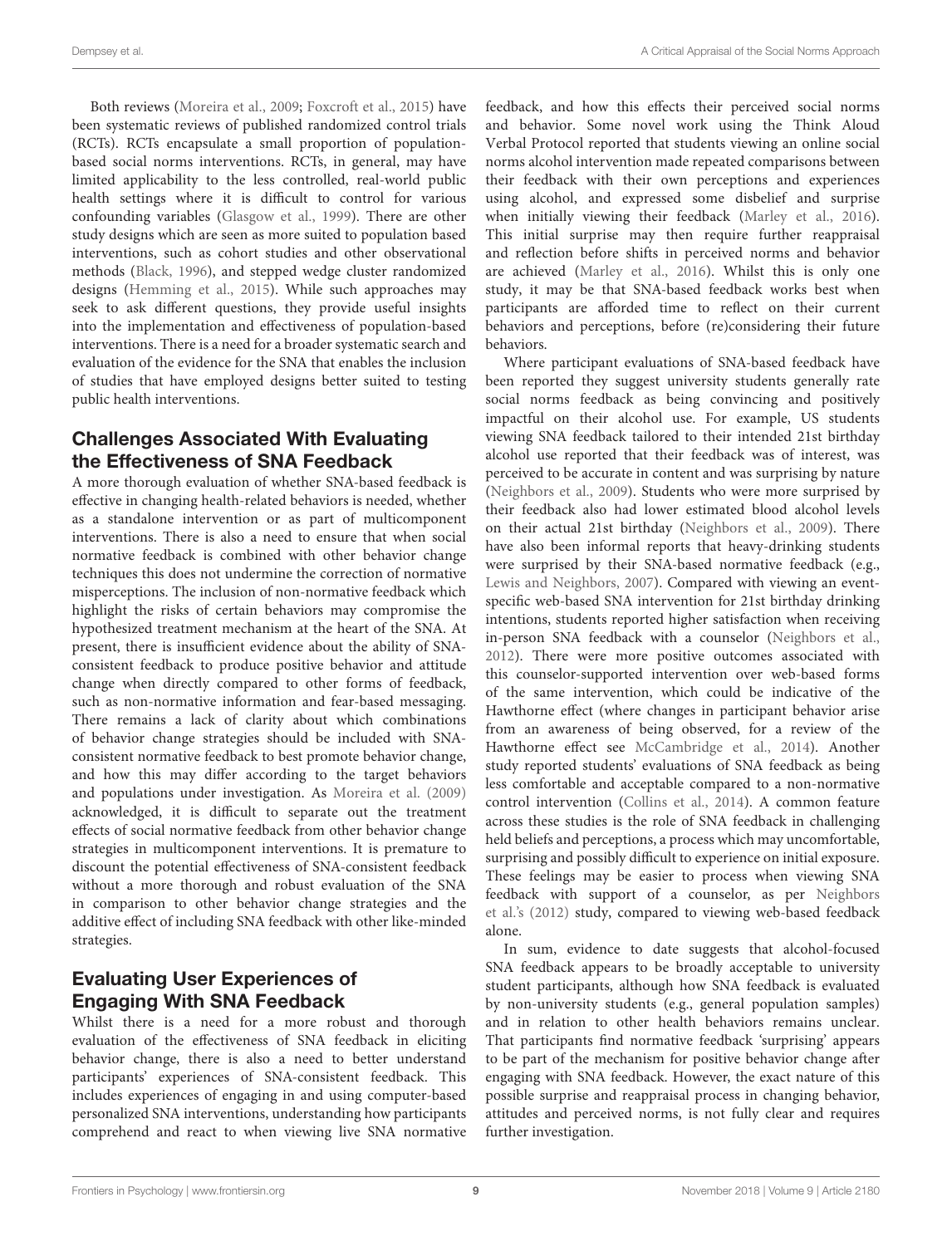Both reviews (Moreira et al., 2009; Foxcroft et al., 2015) have been systematic reviews of published randomized control trials (RCTs). RCTs encapsulate a small proportion of population-based social norms interventions. RCTs, in general, may have limited applicability to the less controlled, real-world public health settings where it is difficult to control for various confounding variables (Glasgow et al., 1999). There are other study designs which are seen as more suited to population based interventions, such as cohort studies and other observational methods (Black, 1996), and stepped wedge cluster randomized designs (Hemming et al., 2015). While such approaches may seek to ask different questions, they provide useful insights into the implementation and effectiveness of population-based interventions. There is a need for a broader systematic search and evaluation of the evidence for the SNA that enables the inclusion of studies that have employed designs better suited to testing public health interventions.

## Challenges Associated With Evaluating the Effectiveness of SNA Feedback

A more thorough evaluation of whether SNA-based feedback is effective in changing health-related behaviors is needed, whether as a standalone intervention or as part of multicomponent interventions. There is also a need to ensure that when social normative feedback is combined with other behavior change techniques this does not undermine the correction of normative misperceptions. The inclusion of non-normative feedback which highlight the risks of certain behaviors may compromise the hypothesized treatment mechanism at the heart of the SNA. At present, there is insufficient evidence about the ability of SNA-consistent feedback to produce positive behavior and attitude change when directly compared to other forms of feedback, such as non-normative information and fear-based messaging. There remains a lack of clarity about which combinations of behavior change strategies should be included with SNA-consistent normative feedback to best promote behavior change, and how this may differ according to the target behaviors and populations under investigation. As Moreira et al. (2009) acknowledged, it is difficult to separate out the treatment effects of social normative feedback from other behavior change strategies in multicomponent interventions. It is premature to discount the potential effectiveness of SNA-consistent feedback without a more thorough and robust evaluation of the SNA in comparison to other behavior change strategies and the additive effect of including SNA feedback with other like-minded strategies.

## Evaluating User Experiences of Engaging With SNA Feedback

Whilst there is a need for a more robust and thorough evaluation of the effectiveness of SNA feedback in eliciting behavior change, there is also a need to better understand participants' experiences of SNA-consistent feedback. This includes experiences of engaging in and using computer-based personalized SNA interventions, understanding how participants comprehend and react to when viewing live SNA normative feedback, and how this effects their perceived social norms and behavior. Some novel work using the Think Aloud Verbal Protocol reported that students viewing an online social norms alcohol intervention made repeated comparisons between their feedback with their own perceptions and experiences using alcohol, and expressed some disbelief and surprise when initially viewing their feedback (Marley et al., 2016). This initial surprise may then require further reappraisal and reflection before shifts in perceived norms and behavior are achieved (Marley et al., 2016). Whilst this is only one study, it may be that SNA-based feedback works best when participants are afforded time to reflect on their current behaviors and perceptions, before (re)considering their future behaviors.

Where participant evaluations of SNA-based feedback have been reported they suggest university students generally rate social norms feedback as being convincing and positively impactful on their alcohol use. For example, US students viewing SNA feedback tailored to their intended 21st birthday alcohol use reported that their feedback was of interest, was perceived to be accurate in content and was surprising by nature (Neighbors et al., 2009). Students who were more surprised by their feedback also had lower estimated blood alcohol levels on their actual 21st birthday (Neighbors et al., 2009). There have also been informal reports that heavy-drinking students were surprised by their SNA-based normative feedback (e.g., Lewis and Neighbors, 2007). Compared with viewing an event-specific web-based SNA intervention for 21st birthday drinking intentions, students reported higher satisfaction when receiving in-person SNA feedback with a counselor (Neighbors et al., 2012). There were more positive outcomes associated with this counselor-supported intervention over web-based forms of the same intervention, which could be indicative of the Hawthorne effect (where changes in participant behavior arise from an awareness of being observed, for a review of the Hawthorne effect see McCambridge et al., 2014). Another study reported students' evaluations of SNA feedback as being less comfortable and acceptable compared to a non-normative control intervention (Collins et al., 2014). A common feature across these studies is the role of SNA feedback in challenging held beliefs and perceptions, a process which may uncomfortable, surprising and possibly difficult to experience on initial exposure. These feelings may be easier to process when viewing SNA feedback with support of a counselor, as per Neighbors et al.'s (2012) study, compared to viewing web-based feedback alone.

In sum, evidence to date suggests that alcohol-focused SNA feedback appears to be broadly acceptable to university student participants, although how SNA feedback is evaluated by non-university students (e.g., general population samples) and in relation to other health behaviors remains unclear. That participants find normative feedback 'surprising' appears to be part of the mechanism for positive behavior change after engaging with SNA feedback. However, the exact nature of this possible surprise and reappraisal process in changing behavior, attitudes and perceived norms, is not fully clear and requires further investigation.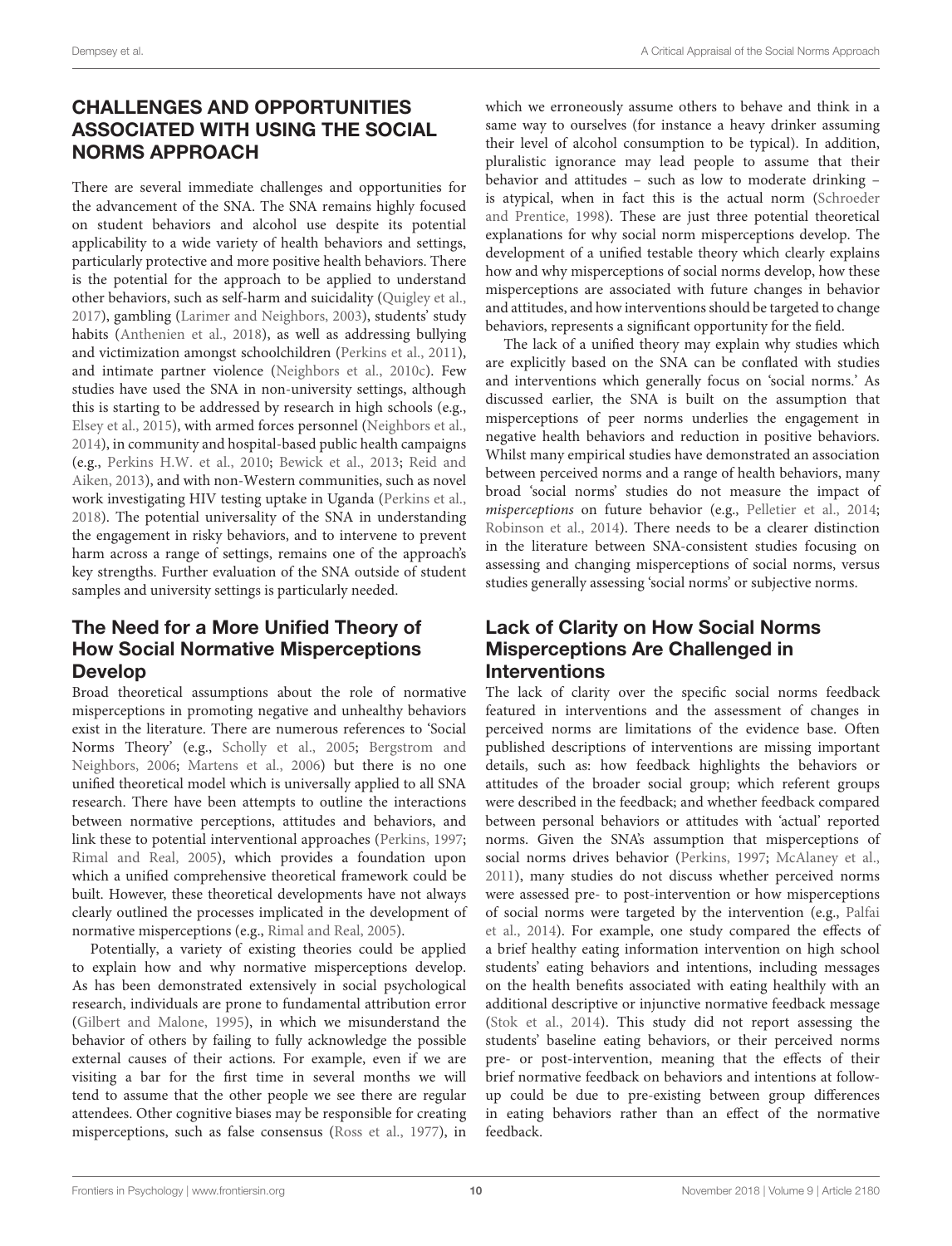## CHALLENGES AND OPPORTUNITIES ASSOCIATED WITH USING THE SOCIAL NORMS APPROACH

There are several immediate challenges and opportunities for the advancement of the SNA. The SNA remains highly focused on student behaviors and alcohol use despite its potential applicability to a wide variety of health behaviors and settings, particularly protective and more positive health behaviors. There is the potential for the approach to be applied to understand other behaviors, such as self-harm and suicidality (Quigley et al., 2017), gambling (Larimer and Neighbors, 2003), students' study habits (Anthenien et al., 2018), as well as addressing bullying and victimization amongst schoolchildren (Perkins et al., 2011), and intimate partner violence (Neighbors et al., 2010c). Few studies have used the SNA in non-university settings, although this is starting to be addressed by research in high schools (e.g., Elsey et al., 2015), with armed forces personnel (Neighbors et al., 2014), in community and hospital-based public health campaigns (e.g., Perkins H.W. et al., 2010; Bewick et al., 2013; Reid and Aiken, 2013), and with non-Western communities, such as novel work investigating HIV testing uptake in Uganda (Perkins et al., 2018). The potential universality of the SNA in understanding the engagement in risky behaviors, and to intervene to prevent harm across a range of settings, remains one of the approach's key strengths. Further evaluation of the SNA outside of student samples and university settings is particularly needed.

### The Need for a More Unified Theory of How Social Normative Misperceptions Develop

Broad theoretical assumptions about the role of normative misperceptions in promoting negative and unhealthy behaviors exist in the literature. There are numerous references to 'Social Norms Theory' (e.g., Scholly et al., 2005; Bergstrom and Neighbors, 2006; Martens et al., 2006) but there is no one unified theoretical model which is universally applied to all SNA research. There have been attempts to outline the interactions between normative perceptions, attitudes and behaviors, and link these to potential interventional approaches (Perkins, 1997; Rimal and Real, 2005), which provides a foundation upon which a unified comprehensive theoretical framework could be built. However, these theoretical developments have not always clearly outlined the processes implicated in the development of normative misperceptions (e.g., Rimal and Real, 2005).

Potentially, a variety of existing theories could be applied to explain how and why normative misperceptions develop. As has been demonstrated extensively in social psychological research, individuals are prone to fundamental attribution error (Gilbert and Malone, 1995), in which we misunderstand the behavior of others by failing to fully acknowledge the possible external causes of their actions. For example, even if we are visiting a bar for the first time in several months we will tend to assume that the other people we see there are regular attendees. Other cognitive biases may be responsible for creating misperceptions, such as false consensus (Ross et al., 1977), in which we erroneously assume others to behave and think in a same way to ourselves (for instance a heavy drinker assuming their level of alcohol consumption to be typical). In addition, pluralistic ignorance may lead people to assume that their behavior and attitudes – such as low to moderate drinking – is atypical, when in fact this is the actual norm (Schroeder and Prentice, 1998). These are just three potential theoretical explanations for why social norm misperceptions develop. The development of a unified testable theory which clearly explains how and why misperceptions of social norms develop, how these misperceptions are associated with future changes in behavior and attitudes, and how interventions should be targeted to change behaviors, represents a significant opportunity for the field.

The lack of a unified theory may explain why studies which are explicitly based on the SNA can be conflated with studies and interventions which generally focus on 'social norms.' As discussed earlier, the SNA is built on the assumption that misperceptions of peer norms underlies the engagement in negative health behaviors and reduction in positive behaviors. Whilst many empirical studies have demonstrated an association between perceived norms and a range of health behaviors, many broad 'social norms' studies do not measure the impact of *misperceptions* on future behavior (e.g., Pelletier et al., 2014; Robinson et al., 2014). There needs to be a clearer distinction in the literature between SNA-consistent studies focusing on assessing and changing misperceptions of social norms, versus studies generally assessing 'social norms' or subjective norms.

### Lack of Clarity on How Social Norms Misperceptions Are Challenged in Interventions

The lack of clarity over the specific social norms feedback featured in interventions and the assessment of changes in perceived norms are limitations of the evidence base. Often published descriptions of interventions are missing important details, such as: how feedback highlights the behaviors or attitudes of the broader social group; which referent groups were described in the feedback; and whether feedback compared between personal behaviors or attitudes with 'actual' reported norms. Given the SNA's assumption that misperceptions of social norms drives behavior (Perkins, 1997; McAlaney et al., 2011), many studies do not discuss whether perceived norms were assessed pre- to post-intervention or how misperceptions of social norms were targeted by the intervention (e.g., Palfai et al., 2014). For example, one study compared the effects of a brief healthy eating information intervention on high school students' eating behaviors and intentions, including messages on the health benefits associated with eating healthily with an additional descriptive or injunctive normative feedback message (Stok et al., 2014). This study did not report assessing the students' baseline eating behaviors, or their perceived norms pre- or post-intervention, meaning that the effects of their brief normative feedback on behaviors and intentions at follow-up could be due to pre-existing between group differences in eating behaviors rather than an effect of the normative feedback.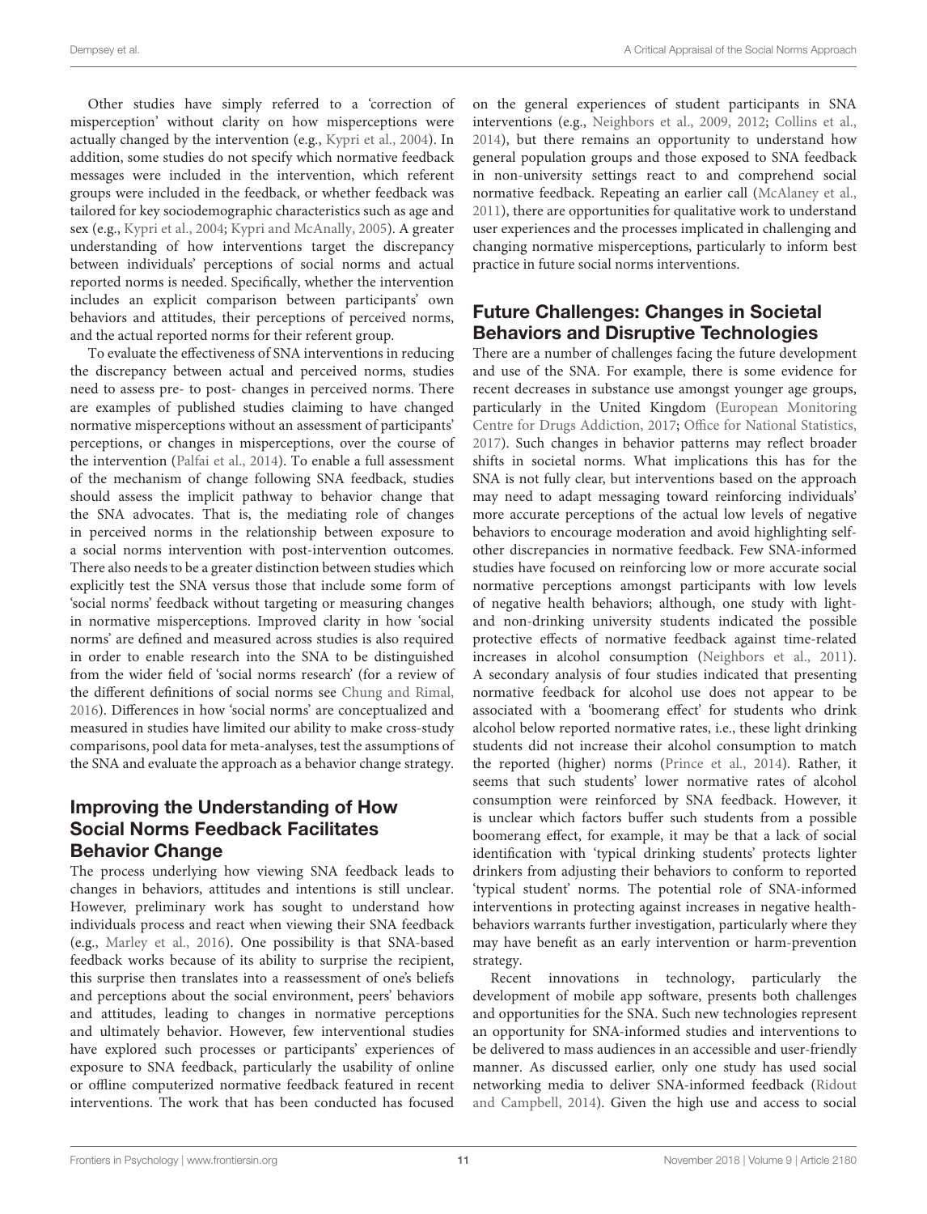Other studies have simply referred to a 'correction of misperception' without clarity on how misperceptions were actually changed by the intervention (e.g., Kypri et al., 2004). In addition, some studies do not specify which normative feedback messages were included in the intervention, which referent groups were included in the feedback, or whether feedback was tailored for key sociodemographic characteristics such as age and sex (e.g., Kypri et al., 2004; Kypri and McAnally, 2005). A greater understanding of how interventions target the discrepancy between individuals' perceptions of social norms and actual reported norms is needed. Specifically, whether the intervention includes an explicit comparison between participants' own behaviors and attitudes, their perceptions of perceived norms, and the actual reported norms for their referent group.

To evaluate the effectiveness of SNA interventions in reducing the discrepancy between actual and perceived norms, studies need to assess pre- to post- changes in perceived norms. There are examples of published studies claiming to have changed normative misperceptions without an assessment of participants' perceptions, or changes in misperceptions, over the course of the intervention (Palfai et al., 2014). To enable a full assessment of the mechanism of change following SNA feedback, studies should assess the implicit pathway to behavior change that the SNA advocates. That is, the mediating role of changes in perceived norms in the relationship between exposure to a social norms intervention with post-intervention outcomes. There also needs to be a greater distinction between studies which explicitly test the SNA versus those that include some form of 'social norms' feedback without targeting or measuring changes in normative misperceptions. Improved clarity in how 'social norms' are defined and measured across studies is also required in order to enable research into the SNA to be distinguished from the wider field of 'social norms research' (for a review of the different definitions of social norms see Chung and Rimal, 2016). Differences in how 'social norms' are conceptualized and measured in studies have limited our ability to make cross-study comparisons, pool data for meta-analyses, test the assumptions of the SNA and evaluate the approach as a behavior change strategy.

## Improving the Understanding of How Social Norms Feedback Facilitates Behavior Change

The process underlying how viewing SNA feedback leads to changes in behaviors, attitudes and intentions is still unclear. However, preliminary work has sought to understand how individuals process and react when viewing their SNA feedback (e.g., Marley et al., 2016). One possibility is that SNA-based feedback works because of its ability to surprise the recipient, this surprise then translates into a reassessment of one's beliefs and perceptions about the social environment, peers' behaviors and attitudes, leading to changes in normative perceptions and ultimately behavior. However, few interventional studies have explored such processes or participants' experiences of exposure to SNA feedback, particularly the usability of online or offline computerized normative feedback featured in recent interventions. The work that has been conducted has focused on the general experiences of student participants in SNA interventions (e.g., Neighbors et al., 2009, 2012; Collins et al., 2014), but there remains an opportunity to understand how general population groups and those exposed to SNA feedback in non-university settings react to and comprehend social normative feedback. Repeating an earlier call (McAlaney et al., 2011), there are opportunities for qualitative work to understand user experiences and the processes implicated in challenging and changing normative misperceptions, particularly to inform best practice in future social norms interventions.

## Future Challenges: Changes in Societal Behaviors and Disruptive Technologies

There are a number of challenges facing the future development and use of the SNA. For example, there is some evidence for recent decreases in substance use amongst younger age groups, particularly in the United Kingdom (European Monitoring Centre for Drugs Addiction, 2017; Office for National Statistics, 2017). Such changes in behavior patterns may reflect broader shifts in societal norms. What implications this has for the SNA is not fully clear, but interventions based on the approach may need to adapt messaging toward reinforcing individuals' more accurate perceptions of the actual low levels of negative behaviors to encourage moderation and avoid highlighting self-other discrepancies in normative feedback. Few SNA-informed studies have focused on reinforcing low or more accurate social normative perceptions amongst participants with low levels of negative health behaviors; although, one study with light- and non-drinking university students indicated the possible protective effects of normative feedback against time-related increases in alcohol consumption (Neighbors et al., 2011). A secondary analysis of four studies indicated that presenting normative feedback for alcohol use does not appear to be associated with a 'boomerang effect' for students who drink alcohol below reported normative rates, i.e., these light drinking students did not increase their alcohol consumption to match the reported (higher) norms (Prince et al., 2014). Rather, it seems that such students' lower normative rates of alcohol consumption were reinforced by SNA feedback. However, it is unclear which factors buffer such students from a possible boomerang effect, for example, it may be that a lack of social identification with 'typical drinking students' protects lighter drinkers from adjusting their behaviors to conform to reported 'typical student' norms. The potential role of SNA-informed interventions in protecting against increases in negative health-behaviors warrants further investigation, particularly where they may have benefit as an early intervention or harm-prevention strategy.

Recent innovations in technology, particularly the development of mobile app software, presents both challenges and opportunities for the SNA. Such new technologies represent an opportunity for SNA-informed studies and interventions to be delivered to mass audiences in an accessible and user-friendly manner. As discussed earlier, only one study has used social networking media to deliver SNA-informed feedback (Ridout and Campbell, 2014). Given the high use and access to social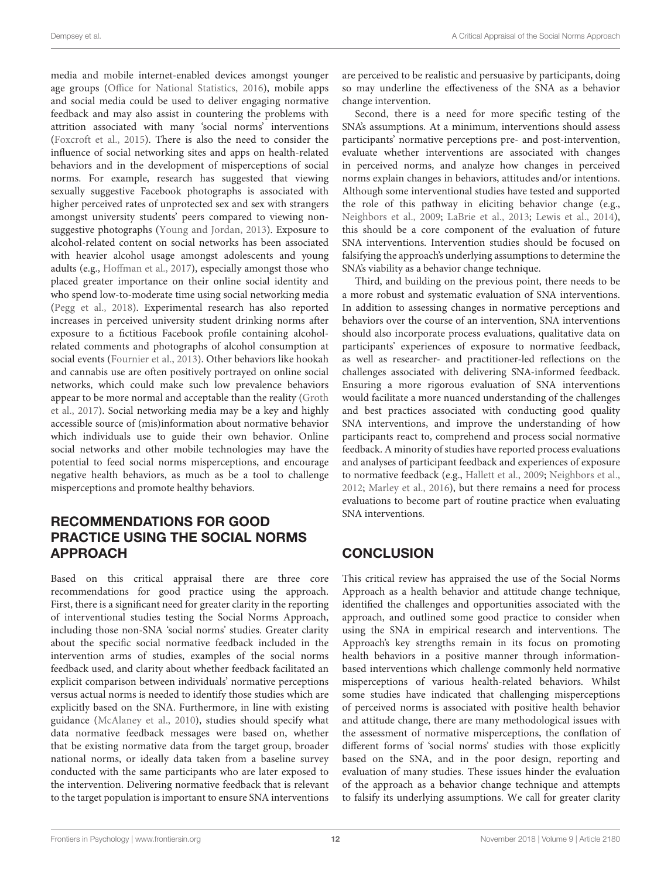media and mobile internet-enabled devices amongst younger age groups (Office for National Statistics, 2016), mobile apps and social media could be used to deliver engaging normative feedback and may also assist in countering the problems with attrition associated with many 'social norms' interventions (Foxcroft et al., 2015). There is also the need to consider the influence of social networking sites and apps on health-related behaviors and in the development of misperceptions of social norms. For example, research has suggested that viewing sexually suggestive Facebook photographs is associated with higher perceived rates of unprotected sex and sex with strangers amongst university students' peers compared to viewing non-suggestive photographs (Young and Jordan, 2013). Exposure to alcohol-related content on social networks has been associated with heavier alcohol usage amongst adolescents and young adults (e.g., Hoffman et al., 2017), especially amongst those who placed greater importance on their online social identity and who spend low-to-moderate time using social networking media (Pegg et al., 2018). Experimental research has also reported increases in perceived university student drinking norms after exposure to a fictitious Facebook profile containing alcohol-related comments and photographs of alcohol consumption at social events (Fournier et al., 2013). Other behaviors like hookah and cannabis use are often positively portrayed on online social networks, which could make such low prevalence behaviors appear to be more normal and acceptable than the reality (Groth et al., 2017). Social networking media may be a key and highly accessible source of (mis)information about normative behavior which individuals use to guide their own behavior. Online social networks and other mobile technologies may have the potential to feed social norms misperceptions, and encourage negative health behaviors, as much as be a tool to challenge misperceptions and promote healthy behaviors.

## RECOMMENDATIONS FOR GOOD PRACTICE USING THE SOCIAL NORMS APPROACH

Based on this critical appraisal there are three core recommendations for good practice using the approach. First, there is a significant need for greater clarity in the reporting of interventional studies testing the Social Norms Approach, including those non-SNA 'social norms' studies. Greater clarity about the specific social normative feedback included in the intervention arms of studies, examples of the social norms feedback used, and clarity about whether feedback facilitated an explicit comparison between individuals' normative perceptions versus actual norms is needed to identify those studies which are explicitly based on the SNA. Furthermore, in line with existing guidance (McAlaney et al., 2010), studies should specify what data normative feedback messages were based on, whether that be existing normative data from the target group, broader national norms, or ideally data taken from a baseline survey conducted with the same participants who are later exposed to the intervention. Delivering normative feedback that is relevant to the target population is important to ensure SNA interventions are perceived to be realistic and persuasive by participants, doing so may underline the effectiveness of the SNA as a behavior change intervention.

Second, there is a need for more specific testing of the SNA's assumptions. At a minimum, interventions should assess participants' normative perceptions pre- and post-intervention, evaluate whether interventions are associated with changes in perceived norms, and analyze how changes in perceived norms explain changes in behaviors, attitudes and/or intentions. Although some interventional studies have tested and supported the role of this pathway in eliciting behavior change (e.g., Neighbors et al., 2009; LaBrie et al., 2013; Lewis et al., 2014), this should be a core component of the evaluation of future SNA interventions. Intervention studies should be focused on falsifying the approach's underlying assumptions to determine the SNA's viability as a behavior change technique.

Third, and building on the previous point, there needs to be a more robust and systematic evaluation of SNA interventions. In addition to assessing changes in normative perceptions and behaviors over the course of an intervention, SNA interventions should also incorporate process evaluations, qualitative data on participants' experiences of exposure to normative feedback, as well as researcher- and practitioner-led reflections on the challenges associated with delivering SNA-informed feedback. Ensuring a more rigorous evaluation of SNA interventions would facilitate a more nuanced understanding of the challenges and best practices associated with conducting good quality SNA interventions, and improve the understanding of how participants react to, comprehend and process social normative feedback. A minority of studies have reported process evaluations and analyses of participant feedback and experiences of exposure to normative feedback (e.g., Hallett et al., 2009; Neighbors et al., 2012; Marley et al., 2016), but there remains a need for process evaluations to become part of routine practice when evaluating SNA interventions.

## CONCLUSION

This critical review has appraised the use of the Social Norms Approach as a health behavior and attitude change technique, identified the challenges and opportunities associated with the approach, and outlined some good practice to consider when using the SNA in empirical research and interventions. The Approach's key strengths remain in its focus on promoting health behaviors in a positive manner through information-based interventions which challenge commonly held normative misperceptions of various health-related behaviors. Whilst some studies have indicated that challenging misperceptions of perceived norms is associated with positive health behavior and attitude change, there are many methodological issues with the assessment of normative misperceptions, the conflation of different forms of 'social norms' studies with those explicitly based on the SNA, and in the poor design, reporting and evaluation of many studies. These issues hinder the evaluation of the approach as a behavior change technique and attempts to falsify its underlying assumptions. We call for greater clarity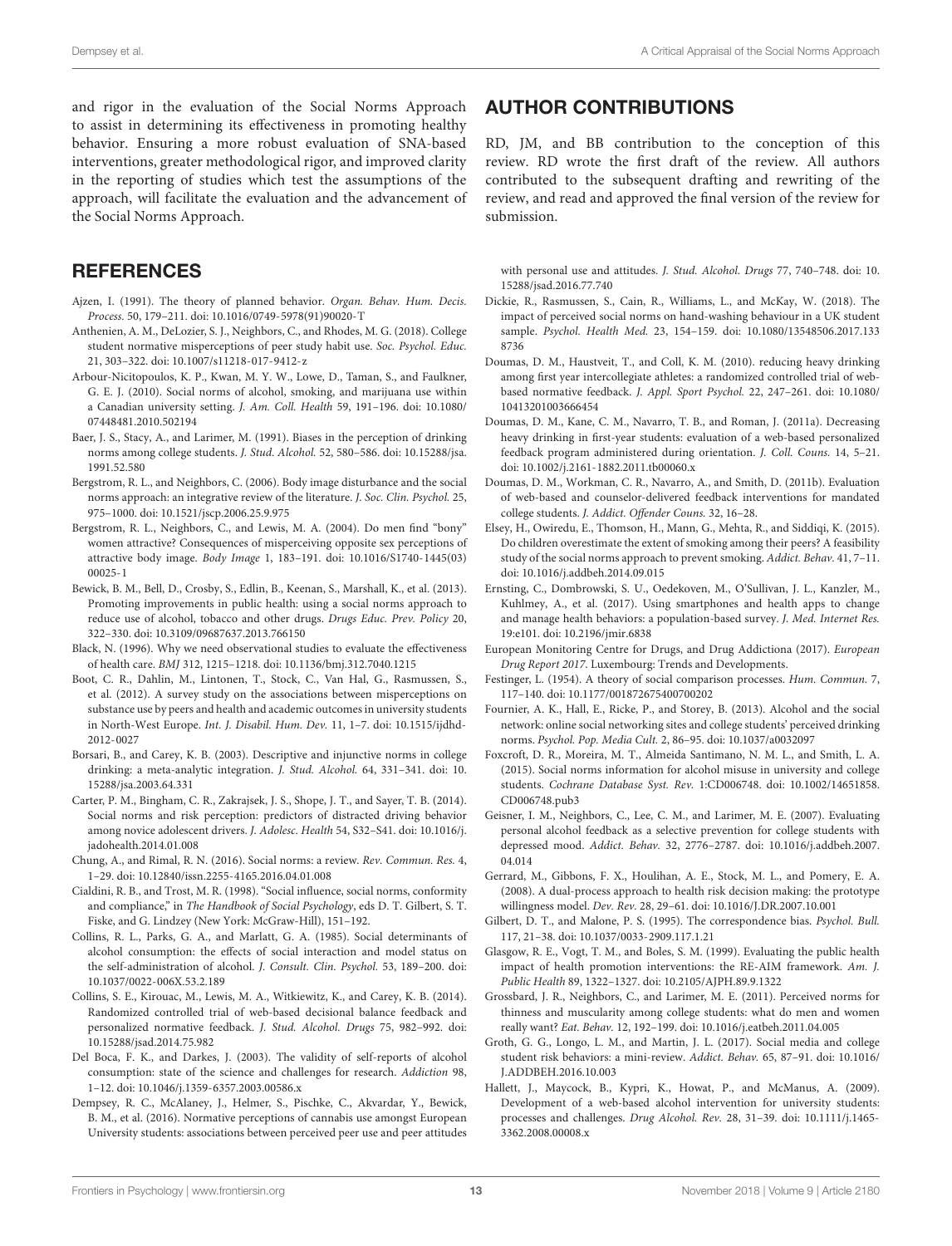and rigor in the evaluation of the Social Norms Approach to assist in determining its effectiveness in promoting healthy behavior. Ensuring a more robust evaluation of SNA-based interventions, greater methodological rigor, and improved clarity in the reporting of studies which test the assumptions of the approach, will facilitate the evaluation and the advancement of the Social Norms Approach.

## AUTHOR CONTRIBUTIONS

RD, JM, and BB contribution to the conception of this review. RD wrote the first draft of the review. All authors contributed to the subsequent drafting and rewriting of the review, and read and approved the final version of the review for submission.

## REFERENCES

Ajzen, I. (1991). The theory of planned behavior. *Organ. Behav. Hum. Decis. Process.* 50, 179–211. doi: 10.1016/0749-5978(91)90020-T

Anthenien, A. M., DeLozier, S. J., Neighbors, C., and Rhodes, M. G. (2018). College student normative misperceptions of peer study habit use. *Soc. Psychol. Educ.* 21, 303–322. doi: 10.1007/s11218-017-9412-z

Arbour-Nicitopoulos, K. P., Kwan, M. Y. W., Lowe, D., Taman, S., and Faulkner, G. E. J. (2010). Social norms of alcohol, smoking, and marijuana use within a Canadian university setting. *J. Am. Coll. Health* 59, 191–196. doi: 10.1080/07448481.2010.502194

Baer, J. S., Stacy, A., and Larimer, M. (1991). Biases in the perception of drinking norms among college students. *J. Stud. Alcohol.* 52, 580–586. doi: 10.15288/jsa.1991.52.580

Bergstrom, R. L., and Neighbors, C. (2006). Body image disturbance and the social norms approach: an integrative review of the literature. *J. Soc. Clin. Psychol.* 25, 975–1000. doi: 10.1521/jscp.2006.25.9.975

Bergstrom, R. L., Neighbors, C., and Lewis, M. A. (2004). Do men find "bony" women attractive? Consequences of misperceiving opposite sex perceptions of attractive body image. *Body Image* 1, 183–191. doi: 10.1016/S1740-1445(03)00025-1

Bewick, B. M., Bell, D., Crosby, S., Edlin, B., Keenan, S., Marshall, K., et al. (2013). Promoting improvements in public health: using a social norms approach to reduce use of alcohol, tobacco and other drugs. *Drugs Educ. Prev. Policy* 20, 322–330. doi: 10.3109/09687637.2013.766150

Black, N. (1996). Why we need observational studies to evaluate the effectiveness of health care. *BMJ* 312, 1215–1218. doi: 10.1136/bmj.312.7040.1215

Boot, C. R., Dahlin, M., Lintonen, T., Stock, C., Van Hal, G., Rasmussen, S., et al. (2012). A survey study on the associations between misperceptions on substance use by peers and health and academic outcomes in university students in North-West Europe. *Int. J. Disabil. Hum. Dev.* 11, 1–7. doi: 10.1515/ijdhd-2012-0027

Borsari, B., and Carey, K. B. (2003). Descriptive and injunctive norms in college drinking: a meta-analytic integration. *J. Stud. Alcohol.* 64, 331–341. doi: 10.15288/jsa.2003.64.331

Carter, P. M., Bingham, C. R., Zakrajsek, J. S., Shope, J. T., and Sayer, T. B. (2014). Social norms and risk perception: predictors of distracted driving behavior among novice adolescent drivers. *J. Adolesc. Health* 54, S32–S41. doi: 10.1016/j.jadohealth.2014.01.008

Chung, A., and Rimal, R. N. (2016). Social norms: a review. *Rev. Commun. Res.* 4, 1–29. doi: 10.12840/issn.2255-4165.2016.04.01.008

Cialdini, R. B., and Trost, M. R. (1998). "Social influence, social norms, conformity and compliance," in *The Handbook of Social Psychology*, eds D. T. Gilbert, S. T. Fiske, and G. Lindzey (New York: McGraw-Hill), 151–192.

Collins, R. L., Parks, G. A., and Marlatt, G. A. (1985). Social determinants of alcohol consumption: the effects of social interaction and model status on the self-administration of alcohol. *J. Consult. Clin. Psychol.* 53, 189–200. doi: 10.1037/0022-006X.53.2.189

Collins, S. E., Kirouac, M., Lewis, M. A., Witkiewitz, K., and Carey, K. B. (2014). Randomized controlled trial of web-based decisional balance feedback and personalized normative feedback. *J. Stud. Alcohol. Drugs* 75, 982–992. doi: 10.15288/jsad.2014.75.982

Del Boca, F. K., and Darkes, J. (2003). The validity of self-reports of alcohol consumption: state of the science and challenges for research. *Addiction* 98, 1–12. doi: 10.1046/j.1359-6357.2003.00586.x

Dempsey, R. C., McAlaney, J., Helmer, S., Pischke, C., Akvardar, Y., Bewick, B. M., et al. (2016). Normative perceptions of cannabis use amongst European University students: associations between perceived peer use and peer attitudes with personal use and attitudes. *J. Stud. Alcohol. Drugs* 77, 740–748. doi: 10.15288/jsad.2016.77.740

Dickie, R., Rasmussen, S., Cain, R., Williams, L., and McKay, W. (2018). The impact of perceived social norms on hand-washing behaviour in a UK student sample. *Psychol. Health Med.* 23, 154–159. doi: 10.1080/13548506.2017.1338736

Doumas, D. M., Haustveit, T., and Coll, K. M. (2010). reducing heavy drinking among first year intercollegiate athletes: a randomized controlled trial of web-based normative feedback. *J. Appl. Sport Psychol.* 22, 247–261. doi: 10.1080/10413201003666454

Doumas, D. M., Kane, C. M., Navarro, T. B., and Roman, J. (2011a). Decreasing heavy drinking in first-year students: evaluation of a web-based personalized feedback program administered during orientation. *J. Coll. Couns.* 14, 5–21. doi: 10.1002/j.2161-1882.2011.tb00060.x

Doumas, D. M., Workman, C. R., Navarro, A., and Smith, D. (2011b). Evaluation of web-based and counselor-delivered feedback interventions for mandated college students. *J. Addict. Offender Couns.* 32, 16–28.

Elsey, H., Owiredu, E., Thomson, H., Mann, G., Mehta, R., and Siddiqi, K. (2015). Do children overestimate the extent of smoking among their peers? A feasibility study of the social norms approach to prevent smoking. *Addict. Behav.* 41, 7–11. doi: 10.1016/j.addbeh.2014.09.015

Ernsting, C., Dombrowski, S. U., Oedekoven, M., O'Sullivan, J. L., Kanzler, M., Kuhlmey, A., et al. (2017). Using smartphones and health apps to change and manage health behaviors: a population-based survey. *J. Med. Internet Res.* 19:e101. doi: 10.2196/jmir.6838

European Monitoring Centre for Drugs, and Drug Addictiona (2017). *European Drug Report 2017*. Luxembourg: Trends and Developments.

Festinger, L. (1954). A theory of social comparison processes. *Hum. Commun.* 7, 117–140. doi: 10.1177/001872675400700202

Fournier, A. K., Hall, E., Ricke, P., and Storey, B. (2013). Alcohol and the social network: online social networking sites and college students' perceived drinking norms. *Psychol. Pop. Media Cult.* 2, 86–95. doi: 10.1037/a0032097

Foxcroft, D. R., Moreira, M. T., Almeida Santimano, N. M. L., and Smith, L. A. (2015). Social norms information for alcohol misuse in university and college students. *Cochrane Database Syst. Rev.* 1:CD006748. doi: 10.1002/14651858.CD006748.pub3

Geisner, I. M., Neighbors, C., Lee, C. M., and Larimer, M. E. (2007). Evaluating personal alcohol feedback as a selective prevention for college students with depressed mood. *Addict. Behav.* 32, 2776–2787. doi: 10.1016/j.addbeh.2007.04.014

Gerrard, M., Gibbons, F. X., Houlihan, A. E., Stock, M. L., and Pomery, E. A. (2008). A dual-process approach to health risk decision making: the prototype willingness model. *Dev. Rev.* 28, 29–61. doi: 10.1016/J.DR.2007.10.001

Gilbert, D. T., and Malone, P. S. (1995). The correspondence bias. *Psychol. Bull.* 117, 21–38. doi: 10.1037/0033-2909.117.1.21

Glasgow, R. E., Vogt, T. M., and Boles, S. M. (1999). Evaluating the public health impact of health promotion interventions: the RE-AIM framework. *Am. J. Public Health* 89, 1322–1327. doi: 10.2105/AJPH.89.9.1322

Grossbard, J. R., Neighbors, C., and Larimer, M. E. (2011). Perceived norms for thinness and muscularity among college students: what do men and women really want? *Eat. Behav.* 12, 192–199. doi: 10.1016/j.eatbeh.2011.04.005

Groth, G. G., Longo, L. M., and Martin, J. L. (2017). Social media and college student risk behaviors: a mini-review. *Addict. Behav.* 65, 87–91. doi: 10.1016/J.ADDBEH.2016.10.003

Hallett, J., Maycock, B., Kypri, K., Howat, P., and McManus, A. (2009). Development of a web-based alcohol intervention for university students: processes and challenges. *Drug Alcohol. Rev.* 28, 31–39. doi: 10.1111/j.1465-3362.2008.00008.x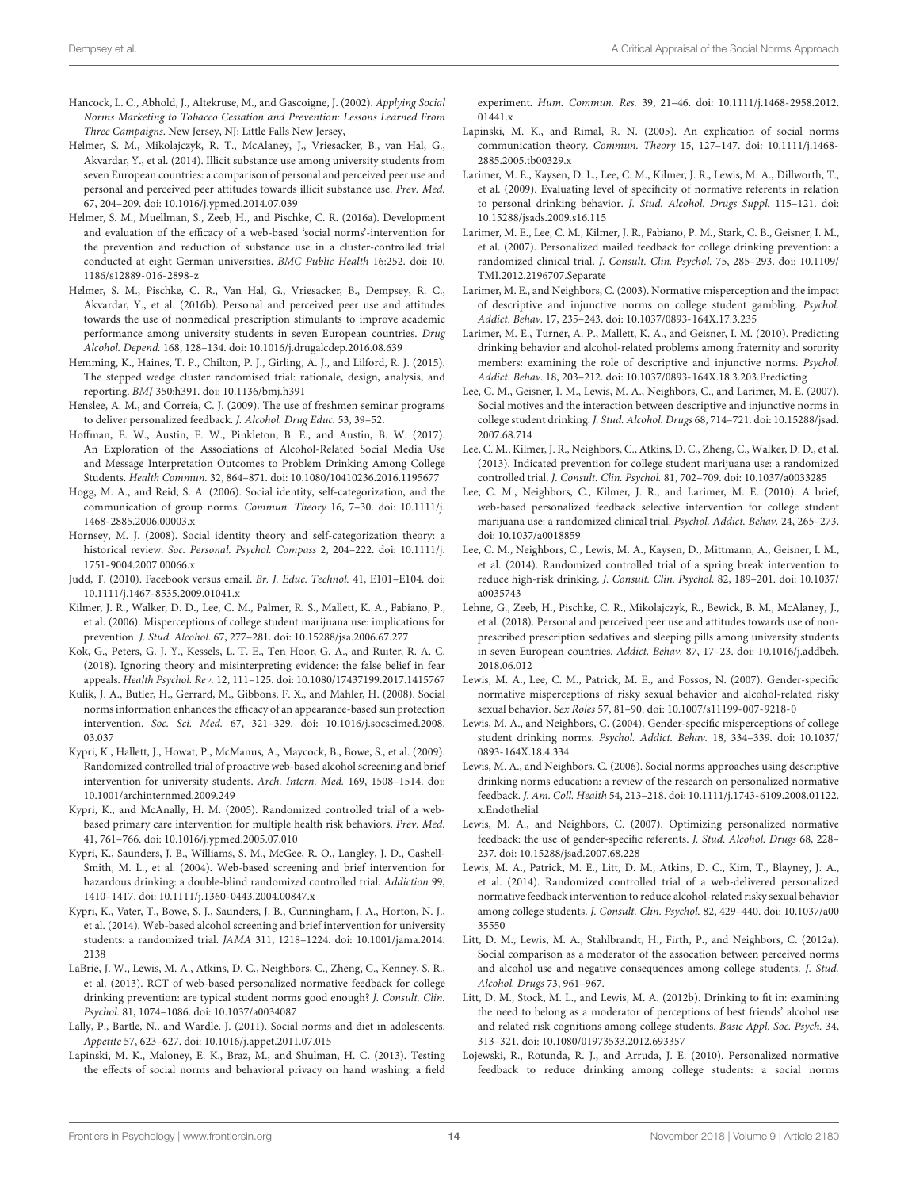Hancock, L. C., Abhold, J., Altekruse, M., and Gascoigne, J. (2002). *Applying Social Norms Marketing to Tobacco Cessation and Prevention: Lessons Learned From Three Campaigns*. New Jersey, NJ: Little Falls New Jersey,

Helmer, S. M., Mikolajczyk, R. T., McAlaney, J., Vriesacker, B., van Hal, G., Akvardar, Y., et al. (2014). Illicit substance use among university students from seven European countries: a comparison of personal and perceived peer use and personal and perceived peer attitudes towards illicit substance use. *Prev. Med.* 67, 204–209. doi: 10.1016/j.ypmed.2014.07.039

Helmer, S. M., Muellman, S., Zeeb, H., and Pischke, C. R. (2016a). Development and evaluation of the efficacy of a web-based 'social norms'-intervention for the prevention and reduction of substance use in a cluster-controlled trial conducted at eight German universities. *BMC Public Health* 16:252. doi: 10.1186/s12889-016-2898-z

Helmer, S. M., Pischke, C. R., Van Hal, G., Vriesacker, B., Dempsey, R. C., Akvardar, Y., et al. (2016b). Personal and perceived peer use and attitudes towards the use of nonmedical prescription stimulants to improve academic performance among university students in seven European countries. *Drug Alcohol. Depend.* 168, 128–134. doi: 10.1016/j.drugalcdep.2016.08.639

Hemming, K., Haines, T. P., Chilton, P. J., Girling, A. J., and Lilford, R. J. (2015). The stepped wedge cluster randomised trial: rationale, design, analysis, and reporting. *BMJ* 350:h391. doi: 10.1136/bmj.h391

Henslee, A. M., and Correia, C. J. (2009). The use of freshmen seminar programs to deliver personalized feedback. *J. Alcohol. Drug Educ.* 53, 39–52.

Hoffman, E. W., Austin, E. W., Pinkleton, B. E., and Austin, B. W. (2017). An Exploration of the Associations of Alcohol-Related Social Media Use and Message Interpretation Outcomes to Problem Drinking Among College Students. *Health Commun.* 32, 864–871. doi: 10.1080/10410236.2016.1195677

Hogg, M. A., and Reid, S. A. (2006). Social identity, self-categorization, and the communication of group norms. *Commun. Theory* 16, 7–30. doi: 10.1111/j.1468-2885.2006.00003.x

Hornsey, M. J. (2008). Social identity theory and self-categorization theory: a historical review. *Soc. Personal. Psychol. Compass* 2, 204–222. doi: 10.1111/j.1751-9004.2007.00066.x

Judd, T. (2010). Facebook versus email. *Br. J. Educ. Technol.* 41, E101–E104. doi: 10.1111/j.1467-8535.2009.01041.x

Kilmer, J. R., Walker, D. D., Lee, C. M., Palmer, R. S., Mallett, K. A., Fabiano, P., et al. (2006). Misperceptions of college student marijuana use: implications for prevention. *J. Stud. Alcohol.* 67, 277–281. doi: 10.15288/jsa.2006.67.277

Kok, G., Peters, G. J. Y., Kessels, L. T. E., Ten Hoor, G. A., and Ruiter, R. A. C. (2018). Ignoring theory and misinterpreting evidence: the false belief in fear appeals. *Health Psychol. Rev.* 12, 111–125. doi: 10.1080/17437199.2017.1415767

Kulik, J. A., Butler, H., Gerrard, M., Gibbons, F. X., and Mahler, H. (2008). Social norms information enhances the efficacy of an appearance-based sun protection intervention. *Soc. Sci. Med.* 67, 321–329. doi: 10.1016/j.socscimed.2008.03.037

Kypri, K., Hallett, J., Howat, P., McManus, A., Maycock, B., Bowe, S., et al. (2009). Randomized controlled trial of proactive web-based alcohol screening and brief intervention for university students. *Arch. Intern. Med.* 169, 1508–1514. doi: 10.1001/archinternmed.2009.249

Kypri, K., and McAnally, H. M. (2005). Randomized controlled trial of a web-based primary care intervention for multiple health risk behaviors. *Prev. Med.* 41, 761–766. doi: 10.1016/j.ypmed.2005.07.010

Kypri, K., Saunders, J. B., Williams, S. M., McGee, R. O., Langley, J. D., Cashell-Smith, M. L., et al. (2004). Web-based screening and brief intervention for hazardous drinking: a double-blind randomized controlled trial. *Addiction* 99, 1410–1417. doi: 10.1111/j.1360-0443.2004.00847.x

Kypri, K., Vater, T., Bowe, S. J., Saunders, J. B., Cunningham, J. A., Horton, N. J., et al. (2014). Web-based alcohol screening and brief intervention for university students: a randomized trial. *JAMA* 311, 1218–1224. doi: 10.1001/jama.2014.2138

LaBrie, J. W., Lewis, M. A., Atkins, D. C., Neighbors, C., Zheng, C., Kenney, S. R., et al. (2013). RCT of web-based personalized normative feedback for college drinking prevention: are typical student norms good enough? *J. Consult. Clin. Psychol.* 81, 1074–1086. doi: 10.1037/a0034087

Lally, P., Bartle, N., and Wardle, J. (2011). Social norms and diet in adolescents. *Appetite* 57, 623–627. doi: 10.1016/j.appet.2011.07.015

Lapinski, M. K., Maloney, E. K., Braz, M., and Shulman, H. C. (2013). Testing the effects of social norms and behavioral privacy on hand washing: a field experiment. *Hum. Commun. Res.* 39, 21–46. doi: 10.1111/j.1468-2958.2012.01441.x

Lapinski, M. K., and Rimal, R. N. (2005). An explication of social norms communication theory. *Commun. Theory* 15, 127–147. doi: 10.1111/j.1468-2885.2005.tb00329.x

Larimer, M. E., Kaysen, D. L., Lee, C. M., Kilmer, J. R., Lewis, M. A., Dillworth, T., et al. (2009). Evaluating level of specificity of normative referents in relation to personal drinking behavior. *J. Stud. Alcohol. Drugs Suppl.* 115–121. doi: 10.15288/jsads.2009.s16.115

Larimer, M. E., Lee, C. M., Kilmer, J. R., Fabiano, P. M., Stark, C. B., Geisner, I. M., et al. (2007). Personalized mailed feedback for college drinking prevention: a randomized clinical trial. *J. Consult. Clin. Psychol.* 75, 285–293. doi: 10.1109/TMI.2012.2196707.Separate

Larimer, M. E., and Neighbors, C. (2003). Normative misperception and the impact of descriptive and injunctive norms on college student gambling. *Psychol. Addict. Behav.* 17, 235–243. doi: 10.1037/0893-164X.17.3.235

Larimer, M. E., Turner, A. P., Mallett, K. A., and Geisner, I. M. (2010). Predicting drinking behavior and alcohol-related problems among fraternity and sorority members: examining the role of descriptive and injunctive norms. *Psychol. Addict. Behav.* 18, 203–212. doi: 10.1037/0893-164X.18.3.203.Predicting

Lee, C. M., Geisner, I. M., Lewis, M. A., Neighbors, C., and Larimer, M. E. (2007). Social motives and the interaction between descriptive and injunctive norms in college student drinking. *J. Stud. Alcohol Drugs* 68, 714–721. doi: 10.15288/jsad.2007.68.714

Lee, C. M., Kilmer, J. R., Neighbors, C., Atkins, D. C., Zheng, C., Walker, D. D., et al. (2013). Indicated prevention for college student marijuana use: a randomized controlled trial. *J. Consult. Clin. Psychol.* 81, 702–709. doi: 10.1037/a0033285

Lee, C. M., Neighbors, C., Kilmer, J. R., and Larimer, M. E. (2010). A brief, web-based personalized feedback selective intervention for college student marijuana use: a randomized clinical trial. *Psychol. Addict. Behav.* 24, 265–273. doi: 10.1037/a0018859

Lee, C. M., Neighbors, C., Lewis, M. A., Kaysen, D., Mittmann, A., Geisner, I. M., et al. (2014). Randomized controlled trial of a spring break intervention to reduce high-risk drinking. *J. Consult. Clin. Psychol.* 82, 189–201. doi: 10.1037/a0035743

Lehne, G., Zeeb, H., Pischke, C. R., Mikolajczyk, R., Bewick, B. M., McAlaney, J., et al. (2018). Personal and perceived peer use and attitudes towards use of non-prescribed prescription sedatives and sleeping pills among university students in seven European countries. *Addict. Behav.* 87, 17–23. doi: 10.1016/j.addbeh.2018.06.012

Lewis, M. A., Lee, C. M., Patrick, M. E., and Fossos, N. (2007). Gender-specific normative misperceptions of risky sexual behavior and alcohol-related risky sexual behavior. *Sex Roles* 57, 81–90. doi: 10.1007/s11199-007-9218-0

Lewis, M. A., and Neighbors, C. (2004). Gender-specific misperceptions of college student drinking norms. *Psychol. Addict. Behav.* 18, 334–339. doi: 10.1037/0893-164X.18.4.334

Lewis, M. A., and Neighbors, C. (2006). Social norms approaches using descriptive drinking norms education: a review of the research on personalized normative feedback. *J. Am. Coll. Health* 54, 213–218. doi: 10.1111/j.1743-6109.2008.01122.x.Endothelial

Lewis, M. A., and Neighbors, C. (2007). Optimizing personalized normative feedback: the use of gender-specific referents. *J. Stud. Alcohol. Drugs* 68, 228–237. doi: 10.15288/jsad.2007.68.228

Lewis, M. A., Patrick, M. E., Litt, D. M., Atkins, D. C., Kim, T., Blayney, J. A., et al. (2014). Randomized controlled trial of a web-delivered personalized normative feedback intervention to reduce alcohol-related risky sexual behavior among college students. *J. Consult. Clin. Psychol.* 82, 429–440. doi: 10.1037/a0035550

Litt, D. M., Lewis, M. A., Stahlbrandt, H., Firth, P., and Neighbors, C. (2012a). Social comparison as a moderator of the assocation between perceived norms and alcohol use and negative consequences among college students. *J. Stud. Alcohol. Drugs* 73, 961–967.

Litt, D. M., Stock, M. L., and Lewis, M. A. (2012b). Drinking to fit in: examining the need to belong as a moderator of perceptions of best friends' alcohol use and related risk cognitions among college students. *Basic Appl. Soc. Psych.* 34, 313–321. doi: 10.1080/01973533.2012.693357

Lojewski, R., Rotunda, R. J., and Arruda, J. E. (2010). Personalized normative feedback to reduce drinking among college students: a social norms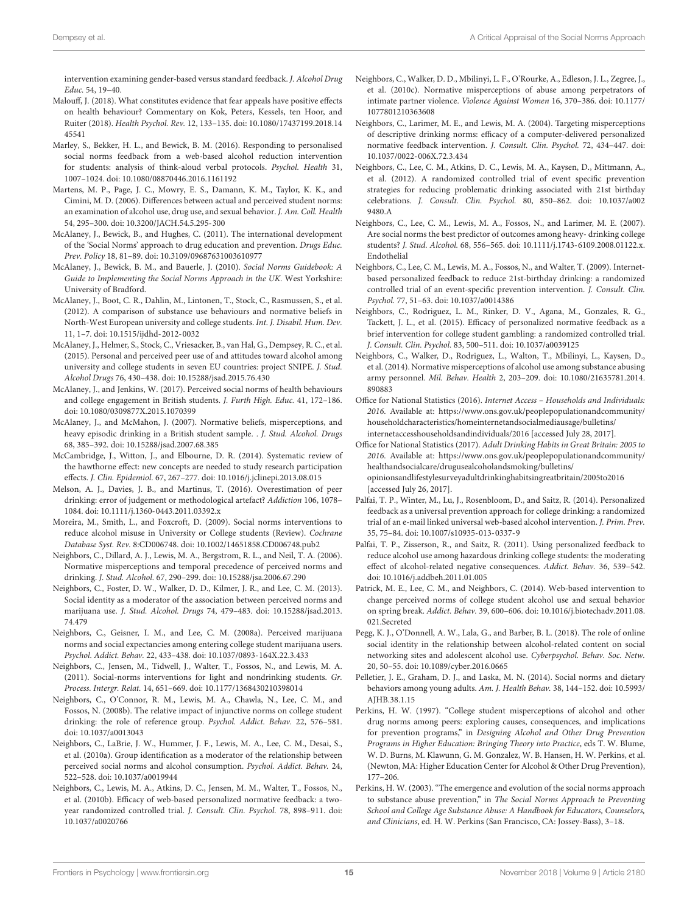intervention examining gender-based versus standard feedback. *J. Alcohol Drug Educ.* 54, 19–40.

Malouff, J. (2018). What constitutes evidence that fear appeals have positive effects on health behaviour? Commentary on Kok, Peters, Kessels, ten Hoor, and Ruiter (2018). *Health Psychol. Rev.* 12, 133–135. doi: 10.1080/17437199.2018.1445541

Marley, S., Bekker, H. L., and Bewick, B. M. (2016). Responding to personalised social norms feedback from a web-based alcohol reduction intervention for students: analysis of think-aloud verbal protocols. *Psychol. Health* 31, 1007–1024. doi: 10.1080/08870446.2016.1161192

Martens, M. P., Page, J. C., Mowry, E. S., Damann, K. M., Taylor, K. K., and Cimini, M. D. (2006). Differences between actual and perceived student norms: an examination of alcohol use, drug use, and sexual behavior. *J. Am. Coll. Health* 54, 295–300. doi: 10.3200/JACH.54.5.295-300

McAlaney, J., Bewick, B., and Hughes, C. (2011). The international development of the 'Social Norms' approach to drug education and prevention. *Drugs Educ. Prev. Policy* 18, 81–89. doi: 10.3109/09687631003610977

McAlaney, J., Bewick, B. M., and Bauerle, J. (2010). *Social Norms Guidebook: A Guide to Implementing the Social Norms Approach in the UK.* West Yorkshire: University of Bradford.

McAlaney, J., Boot, C. R., Dahlin, M., Lintonen, T., Stock, C., Rasmussen, S., et al. (2012). A comparison of substance use behaviours and normative beliefs in North-West European university and college students. *Int. J. Disabil. Hum. Dev.* 11, 1–7. doi: 10.1515/ijdhd-2012-0032

McAlaney, J., Helmer, S., Stock, C., Vriesacker, B., van Hal, G., Dempsey, R. C., et al. (2015). Personal and perceived peer use of and attitudes toward alcohol among university and college students in seven EU countries: project SNIPE. *J. Stud. Alcohol Drugs* 76, 430–438. doi: 10.15288/jsad.2015.76.430

McAlaney, J., and Jenkins, W. (2017). Perceived social norms of health behaviours and college engagement in British students. *J. Furth High. Educ.* 41, 172–186. doi: 10.1080/0309877X.2015.1070399

McAlaney, J., and McMahon, J. (2007). Normative beliefs, misperceptions, and heavy episodic drinking in a British student sample. . *J. Stud. Alcohol. Drugs* 68, 385–392. doi: 10.15288/jsad.2007.68.385

McCambridge, J., Witton, J., and Elbourne, D. R. (2014). Systematic review of the hawthorne effect: new concepts are needed to study research participation effects. *J. Clin. Epidemiol.* 67, 267–277. doi: 10.1016/j.jclinepi.2013.08.015

Melson, A. J., Davies, J. B., and Martinus, T. (2016). Overestimation of peer drinking: error of judgement or methodological artefact? *Addiction* 106, 1078–1084. doi: 10.1111/j.1360-0443.2011.03392.x

Moreira, M., Smith, L., and Foxcroft, D. (2009). Social norms interventions to reduce alcohol misuse in University or College students (Review). *Cochrane Database Syst. Rev.* 8:CD006748. doi: 10.1002/14651858.CD006748.pub2

Neighbors, C., Dillard, A. J., Lewis, M. A., Bergstrom, R. L., and Neil, T. A. (2006). Normative misperceptions and temporal precedence of perceived norms and drinking. *J. Stud. Alcohol.* 67, 290–299. doi: 10.15288/jsa.2006.67.290

Neighbors, C., Foster, D. W., Walker, D. D., Kilmer, J. R., and Lee, C. M. (2013). Social identity as a moderator of the association between perceived norms and marijuana use. *J. Stud. Alcohol. Drugs* 74, 479–483. doi: 10.15288/jsad.2013.74.479

Neighbors, C., Geisner, I. M., and Lee, C. M. (2008a). Perceived marijuana norms and social expectancies among entering college student marijuana users. *Psychol. Addict. Behav.* 22, 433–438. doi: 10.1037/0893-164X.22.3.433

Neighbors, C., Jensen, M., Tidwell, J., Walter, T., Fossos, N., and Lewis, M. A. (2011). Social-norms interventions for light and nondrinking students. *Gr. Process. Intergr. Relat.* 14, 651–669. doi: 10.1177/1368430210398014

Neighbors, C., O'Connor, R. M., Lewis, M. A., Chawla, N., Lee, C. M., and Fossos, N. (2008b). The relative impact of injunctive norms on college student drinking: the role of reference group. *Psychol. Addict. Behav.* 22, 576–581. doi: 10.1037/a0013043

Neighbors, C., LaBrie, J. W., Hummer, J. F., Lewis, M. A., Lee, C. M., Desai, S., et al. (2010a). Group identification as a moderator of the relationship between perceived social norms and alcohol consumption. *Psychol. Addict. Behav.* 24, 522–528. doi: 10.1037/a0019944

Neighbors, C., Lewis, M. A., Atkins, D. C., Jensen, M. M., Walter, T., Fossos, N., et al. (2010b). Efficacy of web-based personalized normative feedback: a two-year randomized controlled trial. *J. Consult. Clin. Psychol.* 78, 898–911. doi: 10.1037/a0020766

Neighbors, C., Walker, D. D., Mbilinyi, L. F., O'Rourke, A., Edleson, J. L., Zegree, J., et al. (2010c). Normative misperceptions of abuse among perpetrators of intimate partner violence. *Violence Against Women* 16, 370–386. doi: 10.1177/1077801210363608

Neighbors, C., Larimer, M. E., and Lewis, M. A. (2004). Targeting misperceptions of descriptive drinking norms: efficacy of a computer-delivered personalized normative feedback intervention. *J. Consult. Clin. Psychol.* 72, 434–447. doi: 10.1037/0022-006X.72.3.434

Neighbors, C., Lee, C. M., Atkins, D. C., Lewis, M. A., Kaysen, D., Mittmann, A., et al. (2012). A randomized controlled trial of event specific prevention strategies for reducing problematic drinking associated with 21st birthday celebrations. *J. Consult. Clin. Psychol.* 80, 850–862. doi: 10.1037/a0029480.A

Neighbors, C., Lee, C. M., Lewis, M. A., Fossos, N., and Larimer, M. E. (2007). Are social norms the best predictor of outcomes among heavy- drinking college students? *J. Stud. Alcohol.* 68, 556–565. doi: 10.1111/j.1743-6109.2008.01122.x.Endothelial

Neighbors, C., Lee, C. M., Lewis, M. A., Fossos, N., and Walter, T. (2009). Internet-based personalized feedback to reduce 21st-birthday drinking: a randomized controlled trial of an event-specific prevention intervention. *J. Consult. Clin. Psychol.* 77, 51–63. doi: 10.1037/a0014386

Neighbors, C., Rodriguez, L. M., Rinker, D. V., Agana, M., Gonzales, R. G., Tackett, J. L., et al. (2015). Efficacy of personalized normative feedback as a brief intervention for college student gambling: a randomized controlled trial. *J. Consult. Clin. Psychol.* 83, 500–511. doi: 10.1037/a0039125

Neighbors, C., Walker, D., Rodriguez, L., Walton, T., Mbilinyi, L., Kaysen, D., et al. (2014). Normative misperceptions of alcohol use among substance abusing army personnel. *Mil. Behav. Health* 2, 203–209. doi: 10.1080/21635781.2014.890883

Office for National Statistics (2016). *Internet Access – Households and Individuals: 2016.* Available at: https://www.ons.gov.uk/peoplepopulationandcommunity/householdcharacteristics/homeinternetandsocialmediausage/bulletins/internetaccesshouseholdsandindividuals/2016 [accessed July 28, 2017].

Office for National Statistics (2017). *Adult Drinking Habits in Great Britain: 2005 to 2016.* Available at: https://www.ons.gov.uk/peoplepopulationandcommunity/healthandsocialcare/drugusealcoholandsmoking/bulletins/opinionsandlifestylesurveyadultdrinkinghabitsingreatbritain/2005to2016 [accessed July 26, 2017].

Palfai, T. P., Winter, M., Lu, J., Rosenbloom, D., and Saitz, R. (2014). Personalized feedback as a universal prevention approach for college drinking: a randomized trial of an e-mail linked universal web-based alcohol intervention. *J. Prim. Prev.* 35, 75–84. doi: 10.1007/s10935-013-0337-9

Palfai, T. P., Zisserson, R., and Saitz, R. (2011). Using personalized feedback to reduce alcohol use among hazardous drinking college students: the moderating effect of alcohol-related negative consequences. *Addict. Behav.* 36, 539–542. doi: 10.1016/j.addbeh.2011.01.005

Patrick, M. E., Lee, C. M., and Neighbors, C. (2014). Web-based intervention to change perceived norms of college student alcohol use and sexual behavior on spring break. *Addict. Behav.* 39, 600–606. doi: 10.1016/j.biotechadv.2011.08.021.Secreted

Pegg, K. J., O'Donnell, A. W., Lala, G., and Barber, B. L. (2018). The role of online social identity in the relationship between alcohol-related content on social networking sites and adolescent alcohol use. *Cyberpsychol. Behav. Soc. Netw.* 20, 50–55. doi: 10.1089/cyber.2016.0665

Pelletier, J. E., Graham, D. J., and Laska, M. N. (2014). Social norms and dietary behaviors among young adults. *Am. J. Health Behav.* 38, 144–152. doi: 10.5993/AJHB.38.1.15

Perkins, H. W. (1997). "College student misperceptions of alcohol and other drug norms among peers: exploring causes, consequences, and implications for prevention programs," in *Designing Alcohol and Other Drug Prevention Programs in Higher Education: Bringing Theory into Practice*, eds T. W. Blume, W. D. Burns, M. Klawunn, G. M. Gonzalez, W. B. Hansen, H. W. Perkins, et al. (Newton, MA: Higher Education Center for Alcohol & Other Drug Prevention), 177–206.

Perkins, H. W. (2003). "The emergence and evolution of the social norms approach to substance abuse prevention," in *The Social Norms Approach to Preventing School and College Age Substance Abuse: A Handbook for Educators, Counselors, and Clinicians*, ed. H. W. Perkins (San Francisco, CA: Jossey-Bass), 3–18.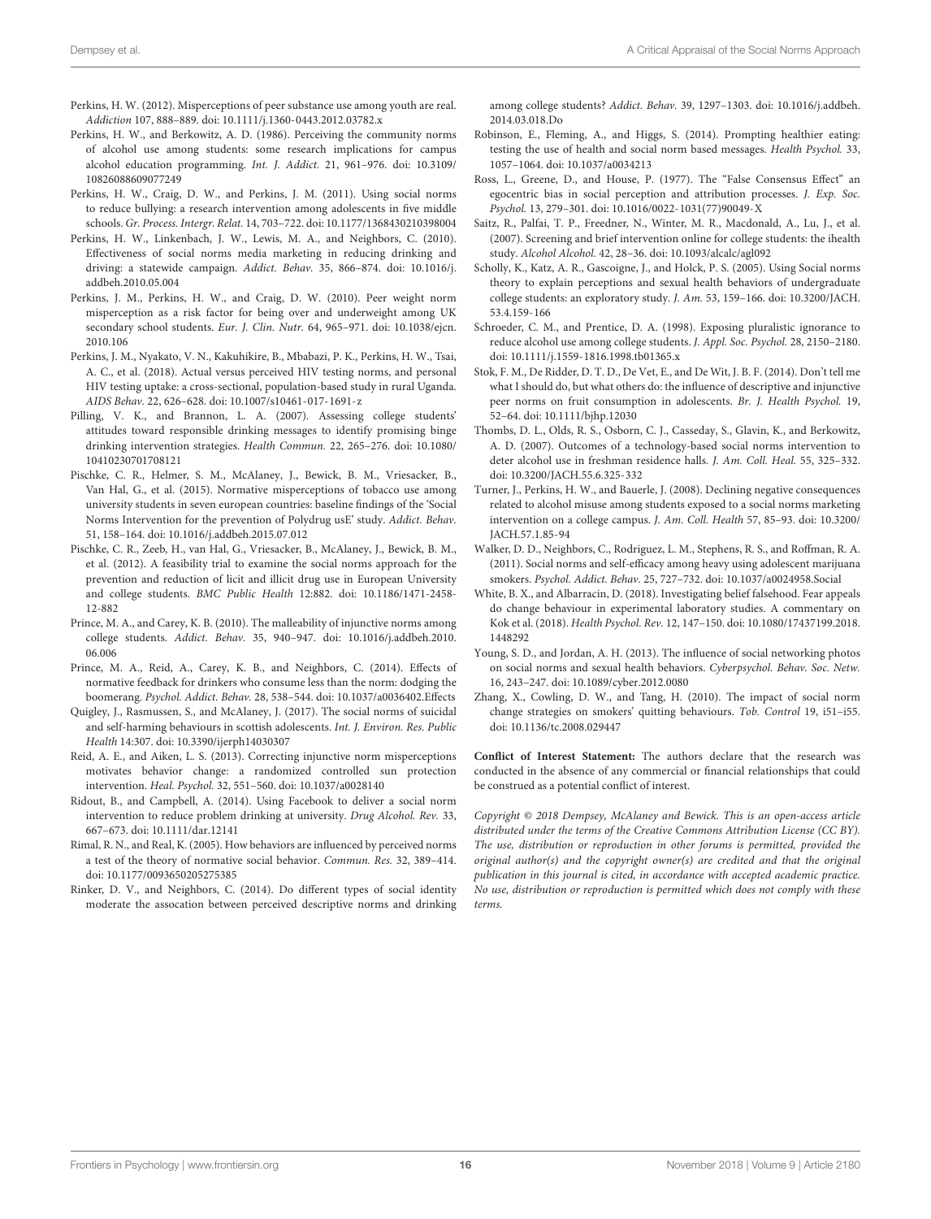Perkins, H. W. (2012). Misperceptions of peer substance use among youth are real. *Addiction* 107, 888–889. doi: 10.1111/j.1360-0443.2012.03782.x

Perkins, H. W., and Berkowitz, A. D. (1986). Perceiving the community norms of alcohol use among students: some research implications for campus alcohol education programming. *Int. J. Addict.* 21, 961–976. doi: 10.3109/10826088609077249

Perkins, H. W., Craig, D. W., and Perkins, J. M. (2011). Using social norms to reduce bullying: a research intervention among adolescents in five middle schools. *Gr. Process. Intergr. Relat.* 14, 703–722. doi: 10.1177/1368430210398004

Perkins, H. W., Linkenbach, J. W., Lewis, M. A., and Neighbors, C. (2010). Effectiveness of social norms media marketing in reducing drinking and driving: a statewide campaign. *Addict. Behav.* 35, 866–874. doi: 10.1016/j.addbeh.2010.05.004

Perkins, J. M., Perkins, H. W., and Craig, D. W. (2010). Peer weight norm misperception as a risk factor for being over and underweight among UK secondary school students. *Eur. J. Clin. Nutr.* 64, 965–971. doi: 10.1038/ejcn.2010.106

Perkins, J. M., Nyakato, V. N., Kakuhikire, B., Mbabazi, P. K., Perkins, H. W., Tsai, A. C., et al. (2018). Actual versus perceived HIV testing norms, and personal HIV testing uptake: a cross-sectional, population-based study in rural Uganda. *AIDS Behav.* 22, 626–628. doi: 10.1007/s10461-017-1691-z

Pilling, V. K., and Brannon, L. A. (2007). Assessing college students' attitudes toward responsible drinking messages to identify promising binge drinking intervention strategies. *Health Commun.* 22, 265–276. doi: 10.1080/10410230701708121

Pischke, C. R., Helmer, S. M., McAlaney, J., Bewick, B. M., Vriesacker, B., Van Hal, G., et al. (2015). Normative misperceptions of tobacco use among university students in seven european countries: baseline findings of the 'Social Norms Intervention for the prevention of Polydrug usE' study. *Addict. Behav.* 51, 158–164. doi: 10.1016/j.addbeh.2015.07.012

Pischke, C. R., Zeeb, H., van Hal, G., Vriesacker, B., McAlaney, J., Bewick, B. M., et al. (2012). A feasibility trial to examine the social norms approach for the prevention and reduction of licit and illicit drug use in European University and college students. *BMC Public Health* 12:882. doi: 10.1186/1471-2458-12-882

Prince, M. A., and Carey, K. B. (2010). The malleability of injunctive norms among college students. *Addict. Behav.* 35, 940–947. doi: 10.1016/j.addbeh.2010.06.006

Prince, M. A., Reid, A., Carey, K. B., and Neighbors, C. (2014). Effects of normative feedback for drinkers who consume less than the norm: dodging the boomerang. *Psychol. Addict. Behav.* 28, 538–544. doi: 10.1037/a0036402.Effects

Quigley, J., Rasmussen, S., and McAlaney, J. (2017). The social norms of suicidal and self-harming behaviours in scottish adolescents. *Int. J. Environ. Res. Public Health* 14:307. doi: 10.3390/ijerph14030307

Reid, A. E., and Aiken, L. S. (2013). Correcting injunctive norm misperceptions motivates behavior change: a randomized controlled sun protection intervention. *Heal. Psychol.* 32, 551–560. doi: 10.1037/a0028140

Ridout, B., and Campbell, A. (2014). Using Facebook to deliver a social norm intervention to reduce problem drinking at university. *Drug Alcohol. Rev.* 33, 667–673. doi: 10.1111/dar.12141

Rimal, R. N., and Real, K. (2005). How behaviors are influenced by perceived norms a test of the theory of normative social behavior. *Commun. Res.* 32, 389–414. doi: 10.1177/0093650205275385

Rinker, D. V., and Neighbors, C. (2014). Do different types of social identity moderate the assocation between perceived descriptive norms and drinking among college students? *Addict. Behav.* 39, 1297–1303. doi: 10.1016/j.addbeh.2014.03.018.Do

Robinson, E., Fleming, A., and Higgs, S. (2014). Prompting healthier eating: testing the use of health and social norm based messages. *Health Psychol.* 33, 1057–1064. doi: 10.1037/a0034213

Ross, L., Greene, D., and House, P. (1977). The "False Consensus Effect" an egocentric bias in social perception and attribution processes. *J. Exp. Soc. Psychol.* 13, 279–301. doi: 10.1016/0022-1031(77)90049-X

Saitz, R., Palfai, T. P., Freedner, N., Winter, M. R., Macdonald, A., Lu, J., et al. (2007). Screening and brief intervention online for college students: the ihealth study. *Alcohol Alcohol.* 42, 28–36. doi: 10.1093/alcalc/agl092

Scholly, K., Katz, A. R., Gascoigne, J., and Holck, P. S. (2005). Using Social norms theory to explain perceptions and sexual health behaviors of undergraduate college students: an exploratory study. *J. Am.* 53, 159–166. doi: 10.3200/JACH.53.4.159-166

Schroeder, C. M., and Prentice, D. A. (1998). Exposing pluralistic ignorance to reduce alcohol use among college students. *J. Appl. Soc. Psychol.* 28, 2150–2180. doi: 10.1111/j.1559-1816.1998.tb01365.x

Stok, F. M., De Ridder, D. T. D., De Vet, E., and De Wit, J. B. F. (2014). Don't tell me what I should do, but what others do: the influence of descriptive and injunctive peer norms on fruit consumption in adolescents. *Br. J. Health Psychol.* 19, 52–64. doi: 10.1111/bjhp.12030

Thombs, D. L., Olds, R. S., Osborn, C. J., Casseday, S., Glavin, K., and Berkowitz, A. D. (2007). Outcomes of a technology-based social norms intervention to deter alcohol use in freshman residence halls. *J. Am. Coll. Heal.* 55, 325–332. doi: 10.3200/JACH.55.6.325-332

Turner, J., Perkins, H. W., and Bauerle, J. (2008). Declining negative consequences related to alcohol misuse among students exposed to a social norms marketing intervention on a college campus. *J. Am. Coll. Health* 57, 85–93. doi: 10.3200/JACH.57.1.85-94

Walker, D. D., Neighbors, C., Rodriguez, L. M., Stephens, R. S., and Roffman, R. A. (2011). Social norms and self-efficacy among heavy using adolescent marijuana smokers. *Psychol. Addict. Behav.* 25, 727–732. doi: 10.1037/a0024958.Social

White, B. X., and Albarracin, D. (2018). Investigating belief falsehood. Fear appeals do change behaviour in experimental laboratory studies. A commentary on Kok et al. (2018). *Health Psychol. Rev.* 12, 147–150. doi: 10.1080/17437199.2018.1448292

Young, S. D., and Jordan, A. H. (2013). The influence of social networking photos on social norms and sexual health behaviors. *Cyberpsychol. Behav. Soc. Netw.* 16, 243–247. doi: 10.1089/cyber.2012.0080

Zhang, X., Cowling, D. W., and Tang, H. (2010). The impact of social norm change strategies on smokers' quitting behaviours. *Tob. Control* 19, i51–i55. doi: 10.1136/tc.2008.029447

**Conflict of Interest Statement:** The authors declare that the research was conducted in the absence of any commercial or financial relationships that could be construed as a potential conflict of interest.

*Copyright © 2018 Dempsey, McAlaney and Bewick. This is an open-access article distributed under the terms of the Creative Commons Attribution License (CC BY). The use, distribution or reproduction in other forums is permitted, provided the original author(s) and the copyright owner(s) are credited and that the original publication in this journal is cited, in accordance with accepted academic practice. No use, distribution or reproduction is permitted which does not comply with these terms.*